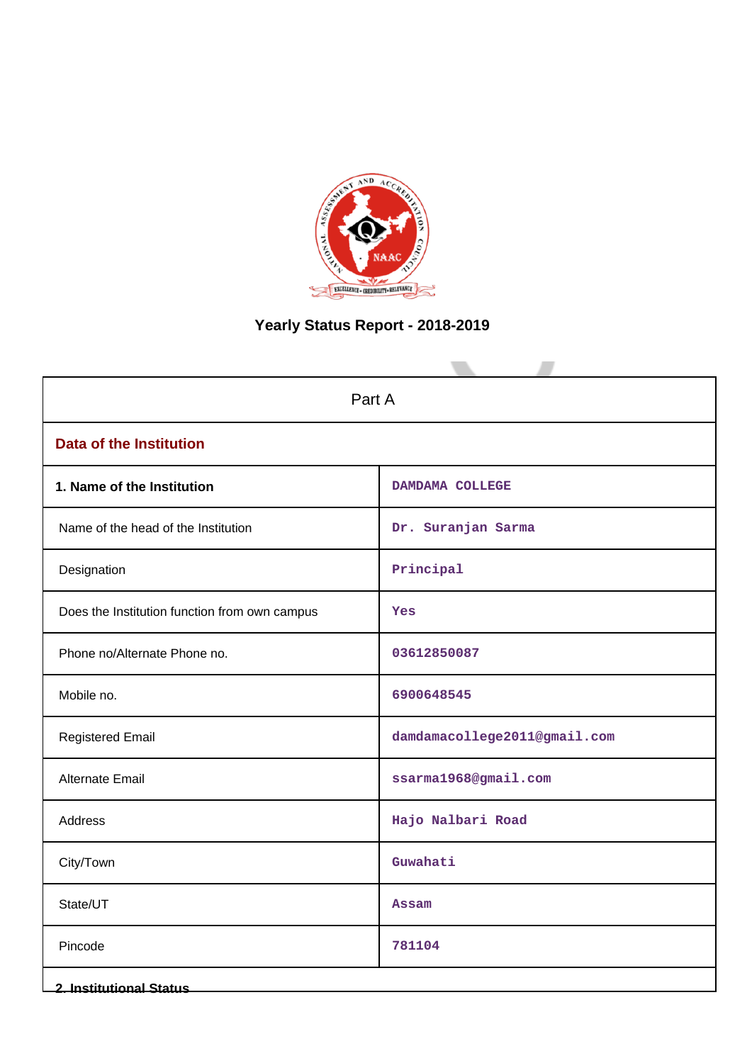# Yearly Status Report - 2018-2019

| Part A | |
|---|---|
| **Data of the Institution** | |
| **1. Name of the Institution** | DAMDAMA COLLEGE |
| Name of the head of the Institution | Dr. Suranjan Sarma |
| Designation | Principal |
| Does the Institution function from own campus | Yes |
| Phone no/Alternate Phone no. | 03612850087 |
| Mobile no. | 6900648545 |
| Registered Email | damdamacollege2011@gmail.com |
| Alternate Email | ssarma1968@gmail.com |
| Address | Hajo Nalbari Road |
| City/Town | Guwahati |
| State/UT | Assam |
| Pincode | 781104 |

**2. Institutional Status**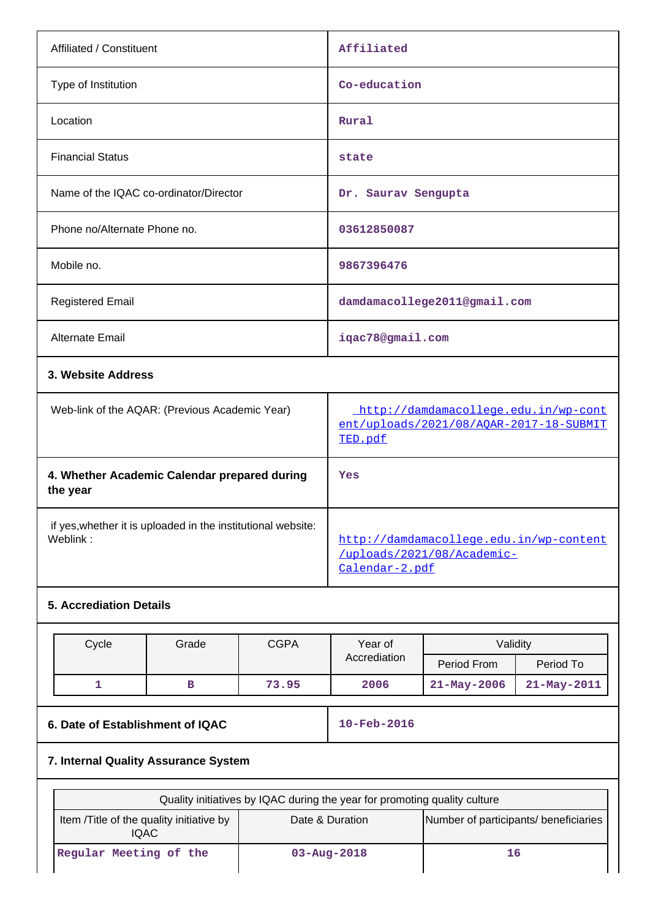| | |
|---|---|
| Affiliated / Constituent | Affiliated |
| Type of Institution | Co-education |
| Location | Rural |
| Financial Status | state |
| Name of the IQAC co-ordinator/Director | Dr. Saurav Sengupta |
| Phone no/Alternate Phone no. | 03612850087 |
| Mobile no. | 9867396476 |
| Registered Email | damdamacollege2011@gmail.com |
| Alternate Email | iqac78@gmail.com |

**3. Website Address**

| | |
|---|---|
| Web-link of the AQAR: (Previous Academic Year) | http://damdamacollege.edu.in/wp-content/uploads/2021/08/AQAR-2017-18-SUBMITTED.pdf |
| **4. Whether Academic Calendar prepared during the year** | Yes |
| if yes,whether it is uploaded in the institutional website: Weblink : | http://damdamacollege.edu.in/wp-content/uploads/2021/08/Academic-Calendar-2.pdf |

**5. Accreditation Details**

| Cycle | Grade | CGPA | Year of Accrediation | Validity | |
|---|---|---|---|---|---|
| | | | | Period From | Period To |
| 1 | B | 73.95 | 2006 | 21-May-2006 | 21-May-2011 |

| | |
|---|---|
| **6. Date of Establishment of IQAC** | 10-Feb-2016 |

**7. Internal Quality Assurance System**

| Quality initiatives by IQAC during the year for promoting quality culture | | |
|---|---|---|
| Item /Title of the quality initiative by IQAC | Date & Duration | Number of participants/ beneficiaries |
| Regular Meeting of the | 03-Aug-2018 | 16 |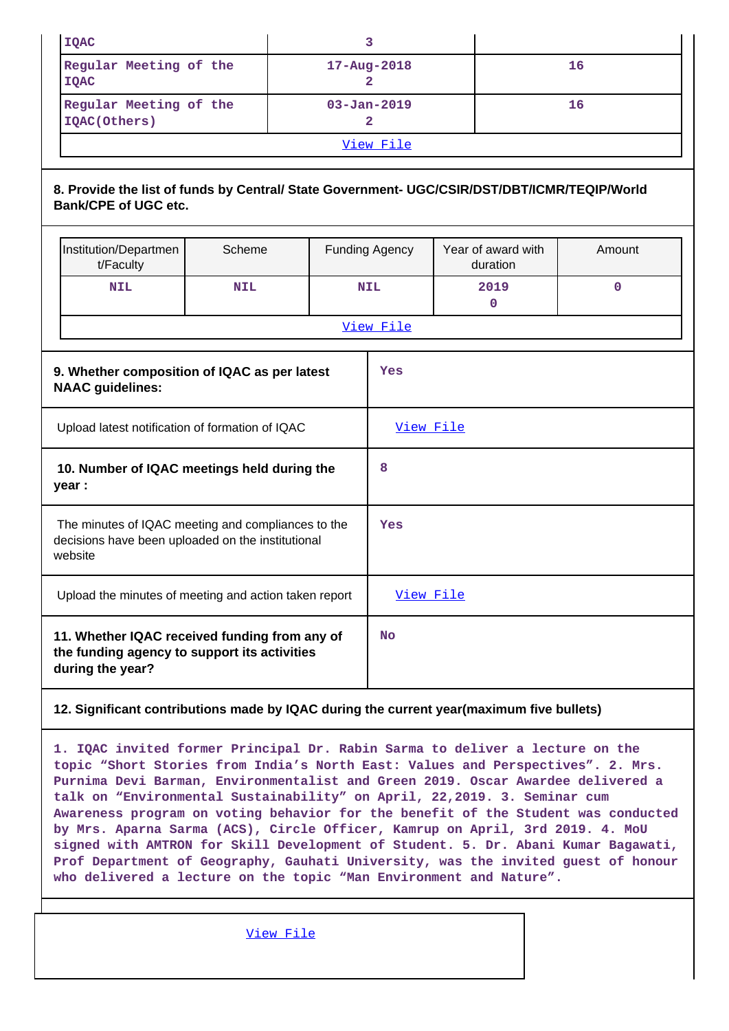| | | |
|---|---|---|
| IQAC | 3 | |
| Regular Meeting of the IQAC | 17-Aug-2018<br>2 | 16 |
| Regular Meeting of the IQAC(Others) | 03-Jan-2019<br>2 | 16 |
| View File | | |

**8. Provide the list of funds by Central/ State Government- UGC/CSIR/DST/DBT/ICMR/TEQIP/World Bank/CPE of UGC etc.**

| Institution/Department/Faculty | Scheme | Funding Agency | Year of award with duration | Amount |
|---|---|---|---|---|
| NIL | NIL | NIL | 2019<br>0 | 0 |
| View File | | | | |

| | |
|---|---|
| **9. Whether composition of IQAC as per latest NAAC guidelines:** | Yes |
| Upload latest notification of formation of IQAC | View File |
| **10. Number of IQAC meetings held during the year :** | 8 |
| The minutes of IQAC meeting and compliances to the decisions have been uploaded on the institutional website | Yes |
| Upload the minutes of meeting and action taken report | View File |
| **11. Whether IQAC received funding from any of the funding agency to support its activities during the year?** | No |

**12. Significant contributions made by IQAC during the current year(maximum five bullets)**

1. IQAC invited former Principal Dr. Rabin Sarma to deliver a lecture on the topic “Short Stories from India’s North East: Values and Perspectives”. 2. Mrs. Purnima Devi Barman, Environmentalist and Green 2019. Oscar Awardee delivered a talk on “Environmental Sustainability” on April, 22,2019. 3. Seminar cum Awareness program on voting behavior for the benefit of the Student was conducted by Mrs. Aparna Sarma (ACS), Circle Officer, Kamrup on April, 3rd 2019. 4. MoU signed with AMTRON for Skill Development of Student. 5. Dr. Abani Kumar Bagawati, Prof Department of Geography, Gauhati University, was the invited guest of honour who delivered a lecture on the topic “Man Environment and Nature”.

View File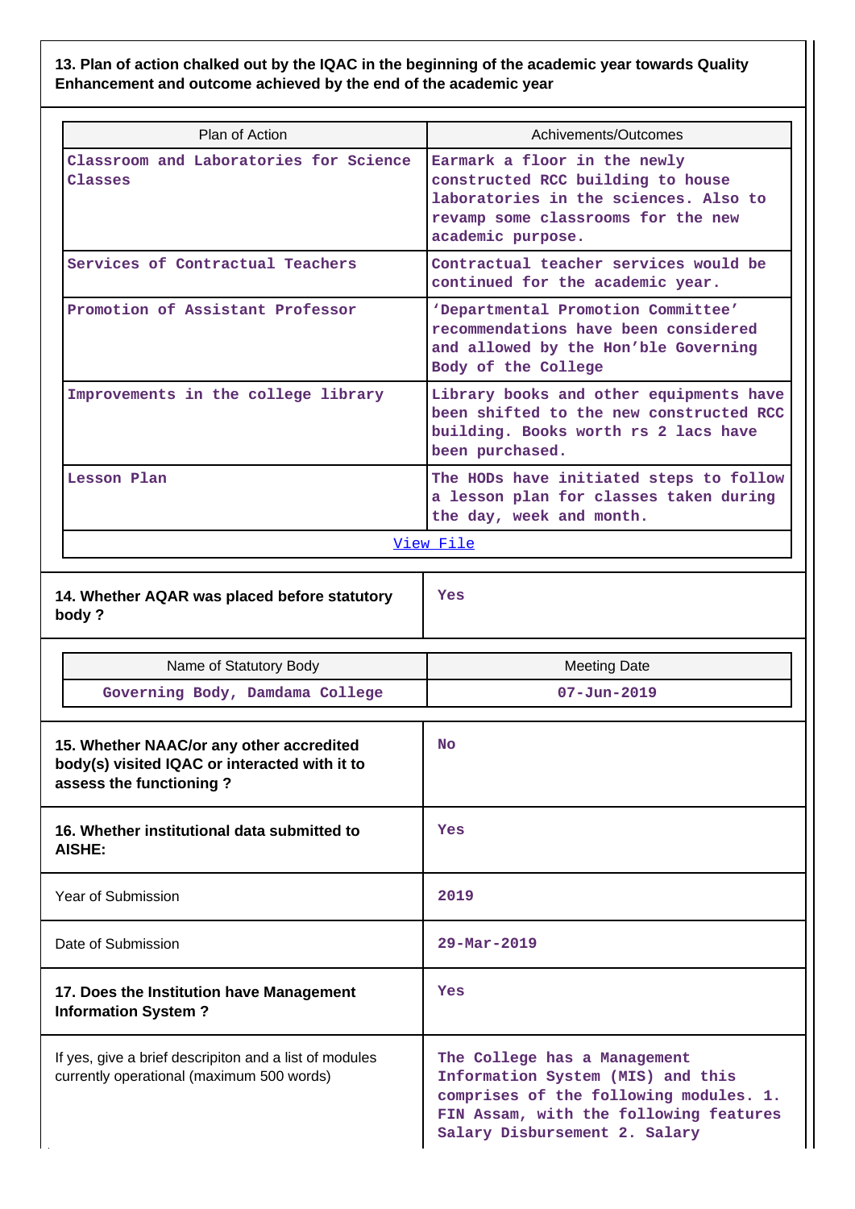**13. Plan of action chalked out by the IQAC in the beginning of the academic year towards Quality Enhancement and outcome achieved by the end of the academic year**

| Plan of Action | Achivements/Outcomes |
|---|---|
| Classroom and Laboratories for Science Classes | Earmark a floor in the newly constructed RCC building to house laboratories in the sciences. Also to revamp some classrooms for the new academic purpose. |
| Services of Contractual Teachers | Contractual teacher services would be continued for the academic year. |
| Promotion of Assistant Professor | 'Departmental Promotion Committee' recommendations have been considered and allowed by the Hon'ble Governing Body of the College |
| Improvements in the college library | Library books and other equipments have been shifted to the new constructed RCC building. Books worth rs 2 lacs have been purchased. |
| Lesson Plan | The HODs have initiated steps to follow a lesson plan for classes taken during the day, week and month. |
| View File | |

| 14. Whether AQAR was placed before statutory body ? | Yes |
|---|---|

| Name of Statutory Body | Meeting Date |
|---|---|
| Governing Body, Damdama College | 07-Jun-2019 |

| 15. Whether NAAC/or any other accredited body(s) visited IQAC or interacted with it to assess the functioning ? | No |
|---|---|
| **16. Whether institutional data submitted to AISHE:** | Yes |
| Year of Submission | 2019 |
| Date of Submission | 29-Mar-2019 |
| **17. Does the Institution have Management Information System ?** | Yes |
| If yes, give a brief descripiton and a list of modules currently operational (maximum 500 words) | The College has a Management Information System (MIS) and this comprises of the following modules. 1. FIN Assam, with the following features Salary Disbursement 2. Salary |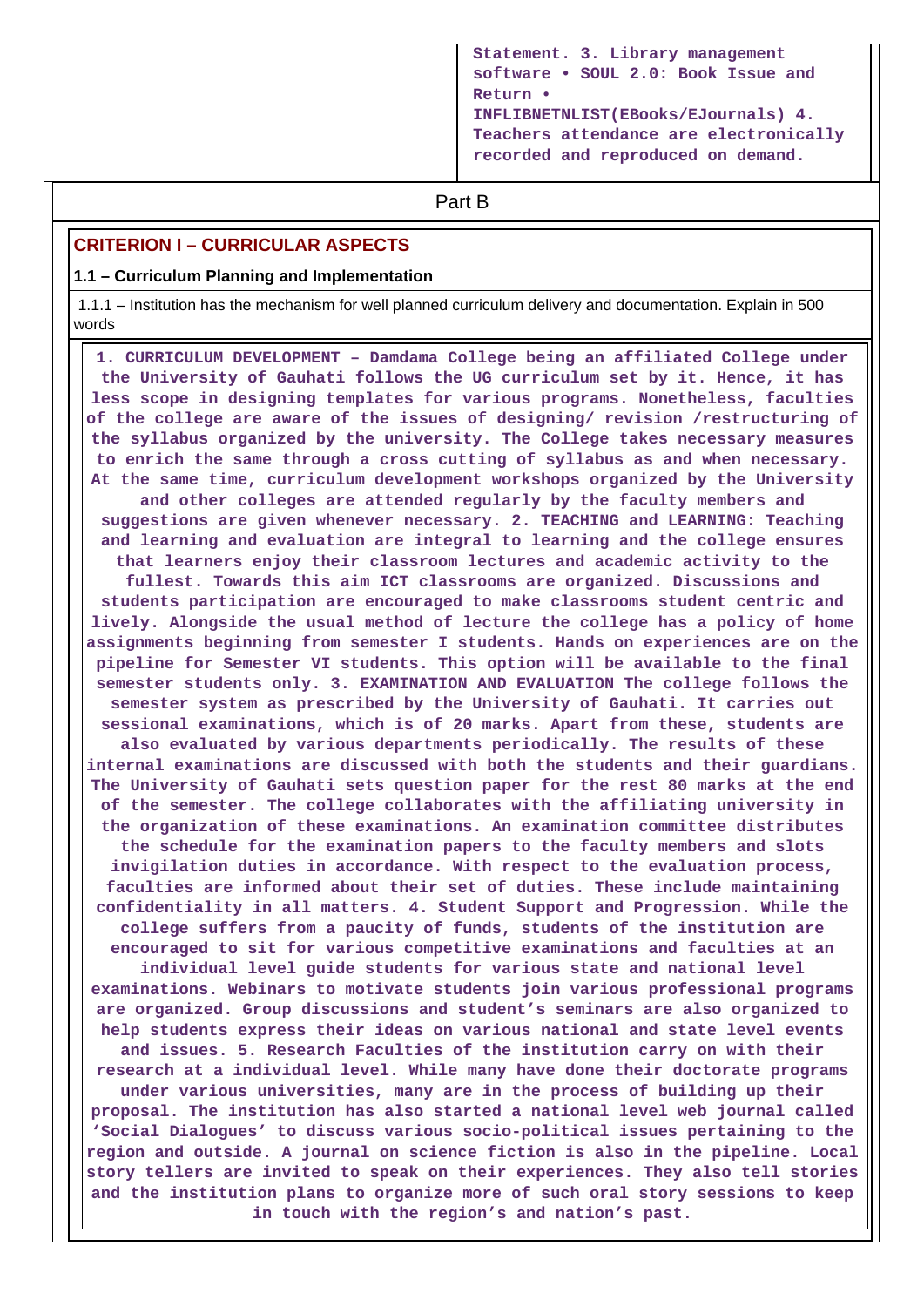| | Statement. 3. Library management software • SOUL 2.0: Book Issue and Return • INFLIBNETNLIST(EBooks/EJournals) 4. Teachers attendance are electronically recorded and reproduced on demand. |
|---|---|

## Part B

### CRITERION I – CURRICULAR ASPECTS

**1.1 – Curriculum Planning and Implementation**

1.1.1 – Institution has the mechanism for well planned curriculum delivery and documentation. Explain in 500 words

1. CURRICULUM DEVELOPMENT – Damdama College being an affiliated College under the University of Gauhati follows the UG curriculum set by it. Hence, it has less scope in designing templates for various programs. Nonetheless, faculties of the college are aware of the issues of designing/ revision /restructuring of the syllabus organized by the university. The College takes necessary measures to enrich the same through a cross cutting of syllabus as and when necessary. At the same time, curriculum development workshops organized by the University and other colleges are attended regularly by the faculty members and suggestions are given whenever necessary. 2. TEACHING and LEARNING: Teaching and learning and evaluation are integral to learning and the college ensures that learners enjoy their classroom lectures and academic activity to the fullest. Towards this aim ICT classrooms are organized. Discussions and students participation are encouraged to make classrooms student centric and lively. Alongside the usual method of lecture the college has a policy of home assignments beginning from semester I students. Hands on experiences are on the pipeline for Semester VI students. This option will be available to the final semester students only. 3. EXAMINATION AND EVALUATION The college follows the semester system as prescribed by the University of Gauhati. It carries out sessional examinations, which is of 20 marks. Apart from these, students are also evaluated by various departments periodically. The results of these internal examinations are discussed with both the students and their guardians. The University of Gauhati sets question paper for the rest 80 marks at the end of the semester. The college collaborates with the affiliating university in the organization of these examinations. An examination committee distributes the schedule for the examination papers to the faculty members and slots invigilation duties in accordance. With respect to the evaluation process, faculties are informed about their set of duties. These include maintaining confidentiality in all matters. 4. Student Support and Progression. While the college suffers from a paucity of funds, students of the institution are encouraged to sit for various competitive examinations and faculties at an individual level guide students for various state and national level examinations. Webinars to motivate students join various professional programs are organized. Group discussions and student's seminars are also organized to help students express their ideas on various national and state level events and issues. 5. Research Faculties of the institution carry on with their research at a individual level. While many have done their doctorate programs under various universities, many are in the process of building up their proposal. The institution has also started a national level web journal called 'Social Dialogues' to discuss various socio-political issues pertaining to the region and outside. A journal on science fiction is also in the pipeline. Local story tellers are invited to speak on their experiences. They also tell stories and the institution plans to organize more of such oral story sessions to keep in touch with the region's and nation's past.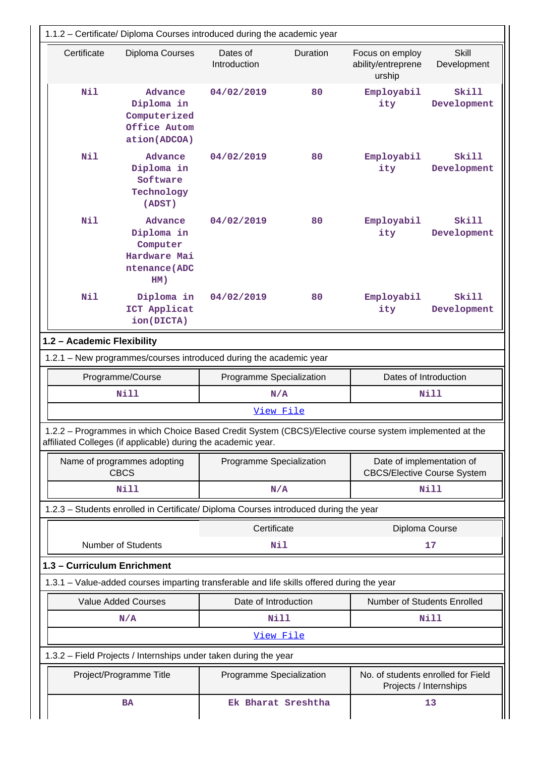1.1.2 – Certificate/ Diploma Courses introduced during the academic year

| Certificate | Diploma Courses | Dates of Introduction | Duration | Focus on employ ability/entreprene urship | Skill Development |
|---|---|---|---|---|---|
| Nil | Advance Diploma in Computerized Office Autom ation(ADCOA) | 04/02/2019 | 80 | Employabil ity | Skill Development |
| Nil | Advance Diploma in Software Technology (ADST) | 04/02/2019 | 80 | Employabil ity | Skill Development |
| Nil | Advance Diploma in Computer Hardware Mai ntenance(ADC HM) | 04/02/2019 | 80 | Employabil ity | Skill Development |
| Nil | Diploma in ICT Applicat ion(DICTA) | 04/02/2019 | 80 | Employabil ity | Skill Development |

**1.2 – Academic Flexibility**

1.2.1 – New programmes/courses introduced during the academic year

| Programme/Course | Programme Specialization | Dates of Introduction |
|---|---|---|
| Nill | N/A | Nill |
| View File | | |

1.2.2 – Programmes in which Choice Based Credit System (CBCS)/Elective course system implemented at the affiliated Colleges (if applicable) during the academic year.

| Name of programmes adopting CBCS | Programme Specialization | Date of implementation of CBCS/Elective Course System |
|---|---|---|
| Nill | N/A | Nill |

1.2.3 – Students enrolled in Certificate/ Diploma Courses introduced during the year

| | Certificate | Diploma Course |
|---|---|---|
| Number of Students | Nil | 17 |

**1.3 – Curriculum Enrichment**

1.3.1 – Value-added courses imparting transferable and life skills offered during the year

| Value Added Courses | Date of Introduction | Number of Students Enrolled |
|---|---|---|
| N/A | Nill | Nill |
| View File | | |

1.3.2 – Field Projects / Internships under taken during the year

| Project/Programme Title | Programme Specialization | No. of students enrolled for Field Projects / Internships |
|---|---|---|
| BA | Ek Bharat Sreshtha | 13 |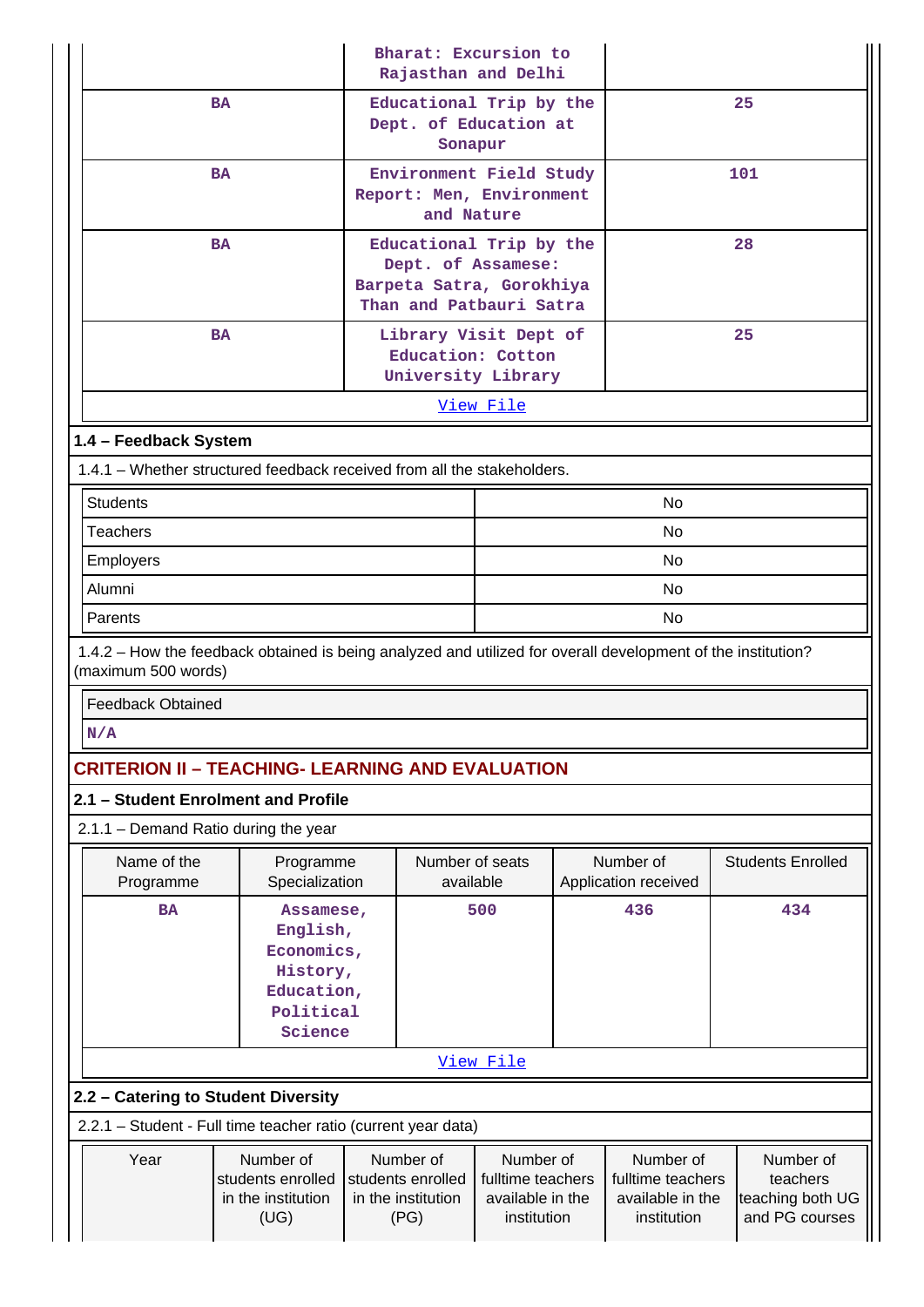|  | Bharat: Excursion to Rajasthan and Delhi |  |
|---|---|---|
| BA | Educational Trip by the Dept. of Education at Sonapur | 25 |
| BA | Environment Field Study Report: Men, Environment and Nature | 101 |
| BA | Educational Trip by the Dept. of Assamese: Barpeta Satra, Gorokhiya Than and Patbauri Satra | 28 |
| BA | Library Visit Dept of Education: Cotton University Library | 25 |

[View File]

## 1.4 – Feedback System

1.4.1 – Whether structured feedback received from all the stakeholders.

| Stakeholder | Response |
|---|---|
| Students | No |
| Teachers | No |
| Employers | No |
| Alumni | No |
| Parents | No |

1.4.2 – How the feedback obtained is being analyzed and utilized for overall development of the institution? (maximum 500 words)

| Feedback Obtained |
|---|
| N/A |

# CRITERION II – TEACHING- LEARNING AND EVALUATION

## 2.1 – Student Enrolment and Profile

2.1.1 – Demand Ratio during the year

| Name of the Programme | Programme Specialization | Number of seats available | Number of Application received | Students Enrolled |
|---|---|---|---|---|
| BA | Assamese, English, Economics, History, Education, Political Science | 500 | 436 | 434 |

[View File]

## 2.2 – Catering to Student Diversity

2.2.1 – Student - Full time teacher ratio (current year data)

| Year | Number of students enrolled in the institution (UG) | Number of students enrolled in the institution (PG) | Number of fulltime teachers available in the institution | Number of fulltime teachers available in the institution | Number of teachers teaching both UG and PG courses |
|---|---|---|---|---|---|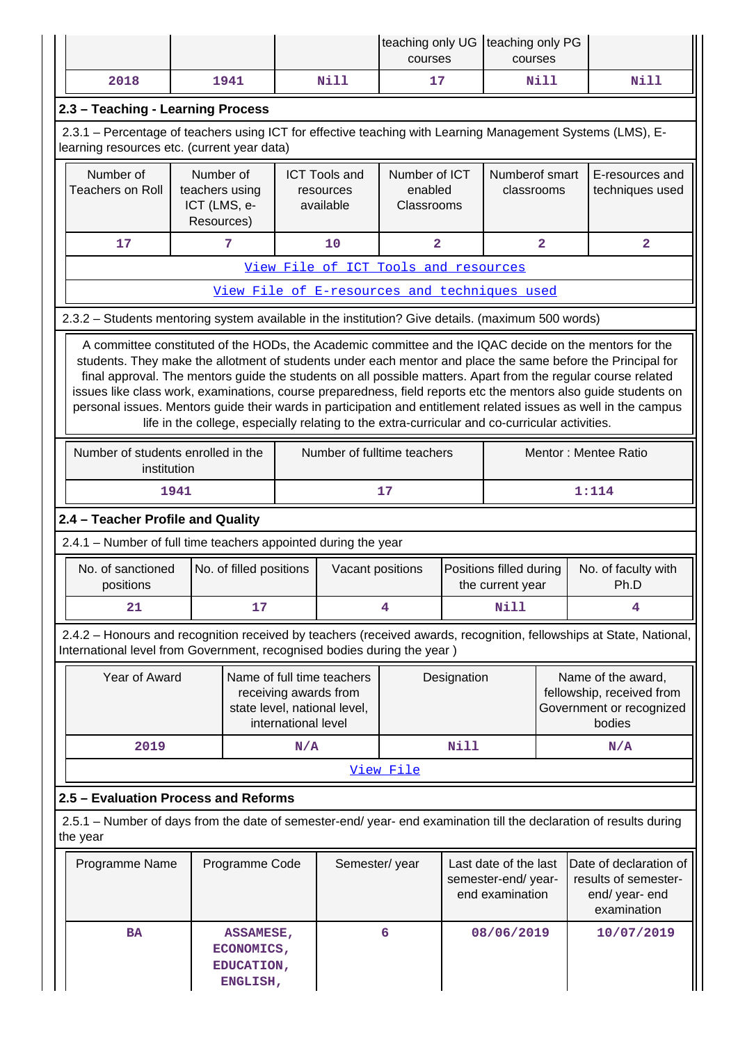| | | | teaching only UG courses | teaching only PG courses | |
|---|---|---|---|---|---|
| 2018 | 1941 | Nill | 17 | Nill | Nill |

## 2.3 – Teaching - Learning Process

2.3.1 – Percentage of teachers using ICT for effective teaching with Learning Management Systems (LMS), E-learning resources etc. (current year data)

| Number of Teachers on Roll | Number of teachers using ICT (LMS, e-Resources) | ICT Tools and resources available | Number of ICT enabled Classrooms | Numberof smart classrooms | E-resources and techniques used |
|---|---|---|---|---|---|
| 17 | 7 | 10 | 2 | 2 | 2 |
| View File of ICT Tools and resources | | | | | |
| View File of E-resources and techniques used | | | | | |

2.3.2 – Students mentoring system available in the institution? Give details. (maximum 500 words)

A committee constituted of the HODs, the Academic committee and the IQAC decide on the mentors for the students. They make the allotment of students under each mentor and place the same before the Principal for final approval. The mentors guide the students on all possible matters. Apart from the regular course related issues like class work, examinations, course preparedness, field reports etc the mentors also guide students on personal issues. Mentors guide their wards in participation and entitlement related issues as well in the campus life in the college, especially relating to the extra-curricular and co-curricular activities.

| Number of students enrolled in the institution | Number of fulltime teachers | Mentor : Mentee Ratio |
|---|---|---|
| 1941 | 17 | 1:114 |

## 2.4 – Teacher Profile and Quality

2.4.1 – Number of full time teachers appointed during the year

| No. of sanctioned positions | No. of filled positions | Vacant positions | Positions filled during the current year | No. of faculty with Ph.D |
|---|---|---|---|---|
| 21 | 17 | 4 | Nill | 4 |

2.4.2 – Honours and recognition received by teachers (received awards, recognition, fellowships at State, National, International level from Government, recognised bodies during the year )

| Year of Award | Name of full time teachers receiving awards from state level, national level, international level | Designation | Name of the award, fellowship, received from Government or recognized bodies |
|---|---|---|---|
| 2019 | N/A | Nill | N/A |
| View File | | | |

## 2.5 – Evaluation Process and Reforms

2.5.1 – Number of days from the date of semester-end/ year- end examination till the declaration of results during the year

| Programme Name | Programme Code | Semester/ year | Last date of the last semester-end/ year- end examination | Date of declaration of results of semester-end/ year- end examination |
|---|---|---|---|---|
| BA | ASSAMESE, ECONOMICS, EDUCATION, ENGLISH, | 6 | 08/06/2019 | 10/07/2019 |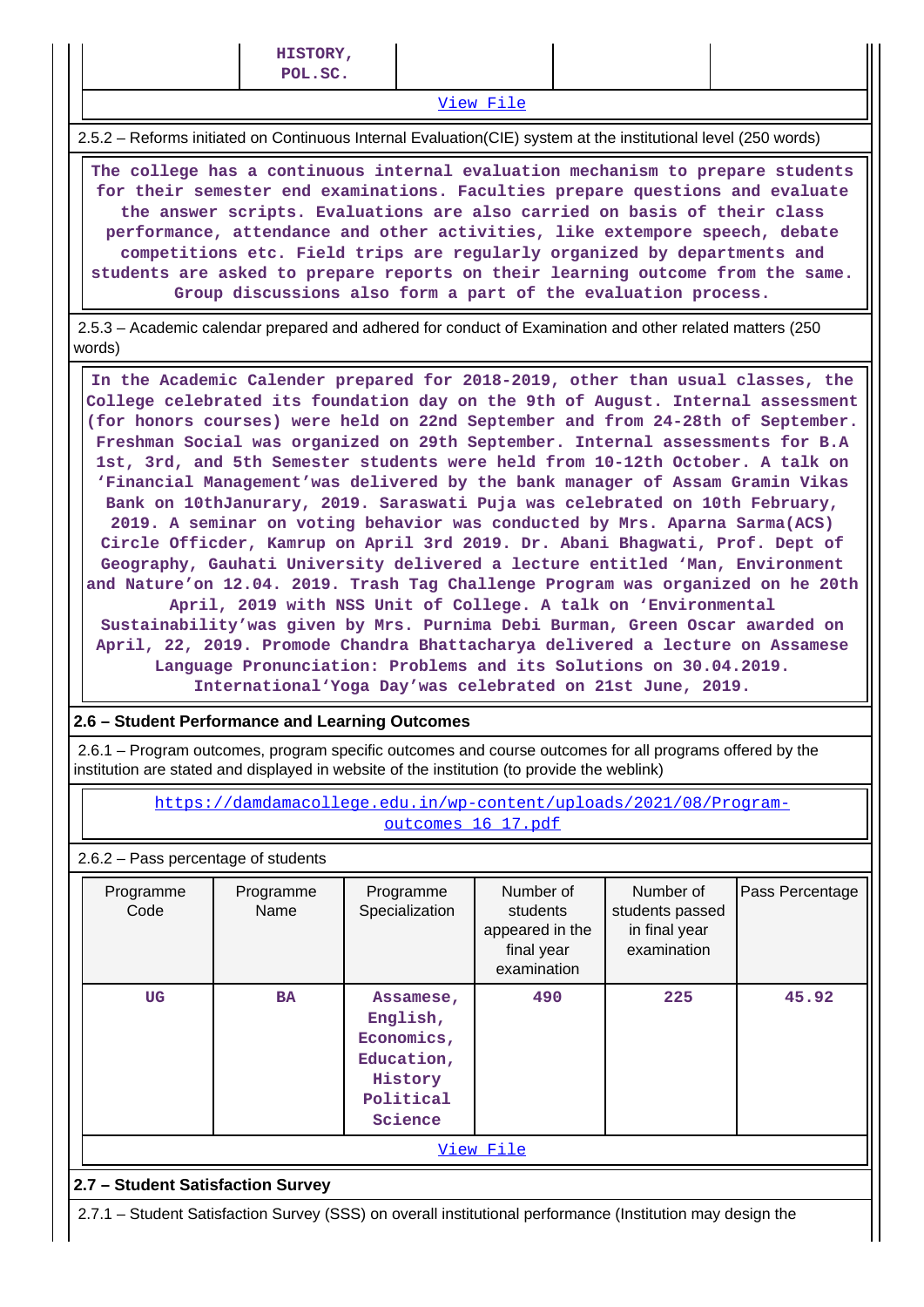| | HISTORY, POL.SC. | | | |
|---|---|---|---|---|

View File

2.5.2 – Reforms initiated on Continuous Internal Evaluation(CIE) system at the institutional level (250 words)

The college has a continuous internal evaluation mechanism to prepare students for their semester end examinations. Faculties prepare questions and evaluate the answer scripts. Evaluations are also carried on basis of their class performance, attendance and other activities, like extempore speech, debate competitions etc. Field trips are regularly organized by departments and students are asked to prepare reports on their learning outcome from the same. Group discussions also form a part of the evaluation process.

2.5.3 – Academic calendar prepared and adhered for conduct of Examination and other related matters (250 words)

In the Academic Calender prepared for 2018-2019, other than usual classes, the College celebrated its foundation day on the 9th of August. Internal assessment (for honors courses) were held on 22nd September and from 24-28th of September. Freshman Social was organized on 29th September. Internal assessments for B.A 1st, 3rd, and 5th Semester students were held from 10-12th October. A talk on 'Financial Management'was delivered by the bank manager of Assam Gramin Vikas Bank on 10thJanurary, 2019. Saraswati Puja was celebrated on 10th February, 2019. A seminar on voting behavior was conducted by Mrs. Aparna Sarma(ACS) Circle Officer, Kamrup on April 3rd 2019. Dr. Abani Bhagwati, Prof. Dept of Geography, Gauhati University delivered a lecture entitled 'Man, Environment and Nature'on 12.04. 2019. Trash Tag Challenge Program was organized on he 20th April, 2019 with NSS Unit of College. A talk on 'Environmental Sustainability'was given by Mrs. Purnima Debi Burman, Green Oscar awarded on April, 22, 2019. Promode Chandra Bhattacharya delivered a lecture on Assamese Language Pronunciation: Problems and its Solutions on 30.04.2019. International'Yoga Day'was celebrated on 21st June, 2019.

**2.6 – Student Performance and Learning Outcomes**

2.6.1 – Program outcomes, program specific outcomes and course outcomes for all programs offered by the institution are stated and displayed in website of the institution (to provide the weblink)

https://damdamacollege.edu.in/wp-content/uploads/2021/08/Program-outcomes_16_17.pdf

2.6.2 – Pass percentage of students

| Programme Code | Programme Name | Programme Specialization | Number of students appeared in the final year examination | Number of students passed in final year examination | Pass Percentage |
|---|---|---|---|---|---|
| UG | BA | Assamese, English, Economics, Education, History Political Science | 490 | 225 | 45.92 |

View File

**2.7 – Student Satisfaction Survey**

2.7.1 – Student Satisfaction Survey (SSS) on overall institutional performance (Institution may design the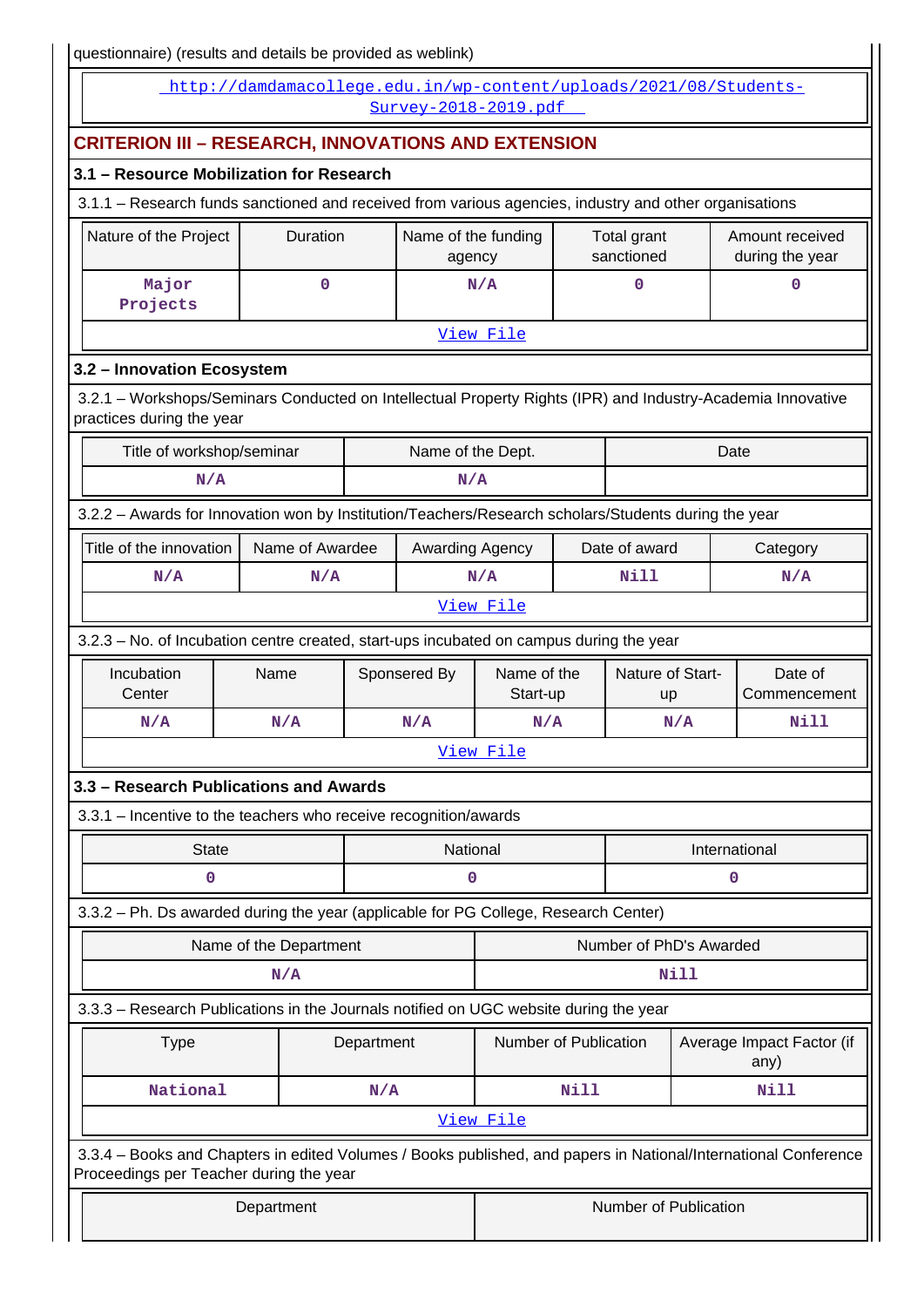questionnaire) (results and details be provided as weblink)

http://damdamacollege.edu.in/wp-content/uploads/2021/08/Students-Survey-2018-2019.pdf

## CRITERION III – RESEARCH, INNOVATIONS AND EXTENSION

### 3.1 – Resource Mobilization for Research

3.1.1 – Research funds sanctioned and received from various agencies, industry and other organisations

| Nature of the Project | Duration | Name of the funding agency | Total grant sanctioned | Amount received during the year |
|---|---|---|---|---|
| Major Projects | 0 | N/A | 0 | 0 |

View File

### 3.2 – Innovation Ecosystem

3.2.1 – Workshops/Seminars Conducted on Intellectual Property Rights (IPR) and Industry-Academia Innovative practices during the year

| Title of workshop/seminar | Name of the Dept. | Date |
|---|---|---|
| N/A | N/A | |

3.2.2 – Awards for Innovation won by Institution/Teachers/Research scholars/Students during the year

| Title of the innovation | Name of Awardee | Awarding Agency | Date of award | Category |
|---|---|---|---|---|
| N/A | N/A | N/A | Nill | N/A |

View File

3.2.3 – No. of Incubation centre created, start-ups incubated on campus during the year

| Incubation Center | Name | Sponsered By | Name of the Start-up | Nature of Start-up | Date of Commencement |
|---|---|---|---|---|---|
| N/A | N/A | N/A | N/A | N/A | Nill |

View File

### 3.3 – Research Publications and Awards

3.3.1 – Incentive to the teachers who receive recognition/awards

| State | National | International |
|---|---|---|
| 0 | 0 | 0 |

3.3.2 – Ph. Ds awarded during the year (applicable for PG College, Research Center)

| Name of the Department | Number of PhD's Awarded |
|---|---|
| N/A | Nill |

3.3.3 – Research Publications in the Journals notified on UGC website during the year

| Type | Department | Number of Publication | Average Impact Factor (if any) |
|---|---|---|---|
| National | N/A | Nill | Nill |

View File

3.3.4 – Books and Chapters in edited Volumes / Books published, and papers in National/International Conference Proceedings per Teacher during the year

| Department | Number of Publication |
|---|---|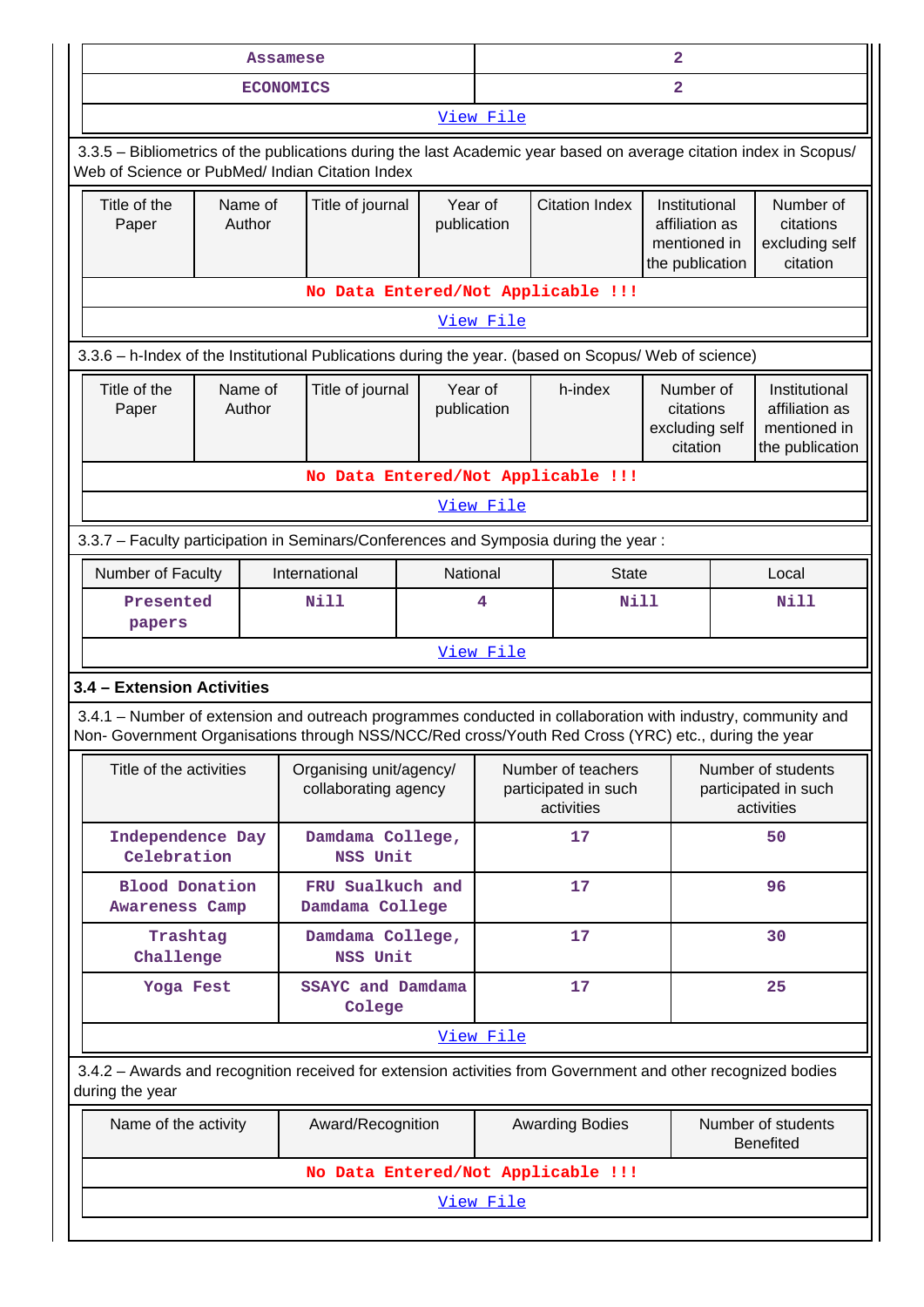| Assamese | 2 |
|---|---|
| ECONOMICS | 2 |
| View File | |

3.3.5 – Bibliometrics of the publications during the last Academic year based on average citation index in Scopus/ Web of Science or PubMed/ Indian Citation Index

| Title of the Paper | Name of Author | Title of journal | Year of publication | Citation Index | Institutional affiliation as mentioned in the publication | Number of citations excluding self citation |
|---|---|---|---|---|---|---|
| No Data Entered/Not Applicable !!! | | | | | | |
| View File | | | | | | |

3.3.6 – h-Index of the Institutional Publications during the year. (based on Scopus/ Web of science)

| Title of the Paper | Name of Author | Title of journal | Year of publication | h-index | Number of citations excluding self citation | Institutional affiliation as mentioned in the publication |
|---|---|---|---|---|---|---|
| No Data Entered/Not Applicable !!! | | | | | | |
| View File | | | | | | |

3.3.7 – Faculty participation in Seminars/Conferences and Symposia during the year :

| Number of Faculty | International | National | State | Local |
|---|---|---|---|---|
| Presented papers | Nill | 4 | Nill | Nill |
| View File | | | | |

### 3.4 – Extension Activities

3.4.1 – Number of extension and outreach programmes conducted in collaboration with industry, community and Non- Government Organisations through NSS/NCC/Red cross/Youth Red Cross (YRC) etc., during the year

| Title of the activities | Organising unit/agency/ collaborating agency | Number of teachers participated in such activities | Number of students participated in such activities |
|---|---|---|---|
| Independence Day Celebration | Damdama College, NSS Unit | 17 | 50 |
| Blood Donation Awareness Camp | FRU Sualkuch and Damdama College | 17 | 96 |
| Trashtag Challenge | Damdama College, NSS Unit | 17 | 30 |
| Yoga Fest | SSAYC and Damdama College | 17 | 25 |
| View File | | | |

3.4.2 – Awards and recognition received for extension activities from Government and other recognized bodies during the year

| Name of the activity | Award/Recognition | Awarding Bodies | Number of students Benefited |
|---|---|---|---|
| No Data Entered/Not Applicable !!! | | | |
| View File | | | |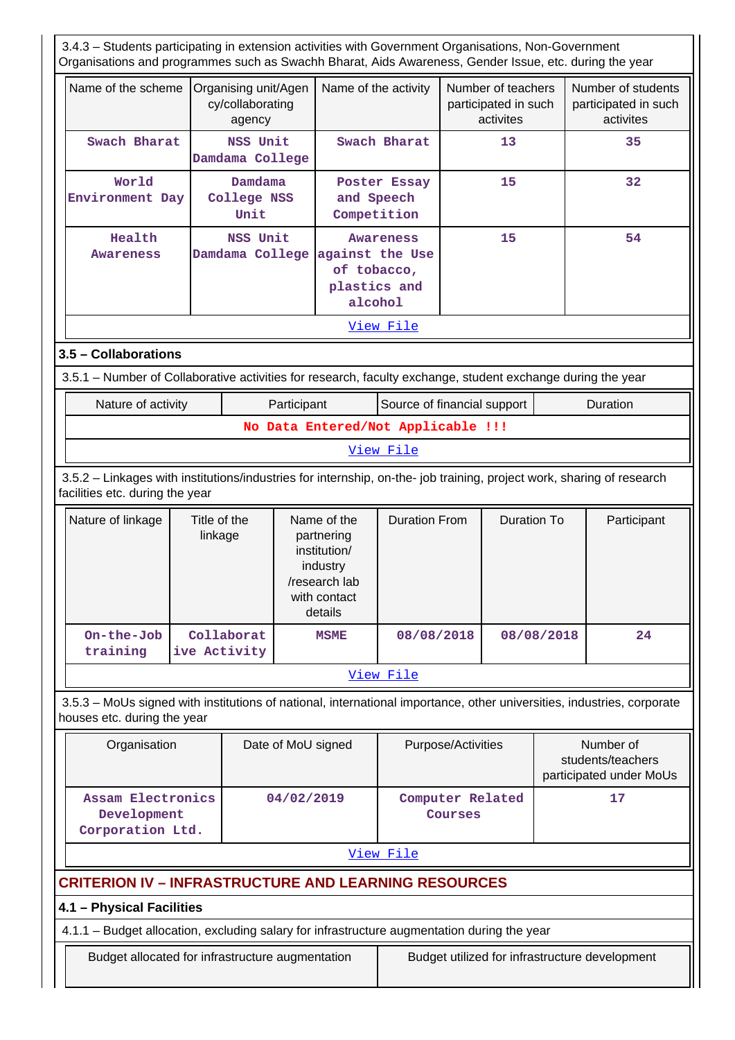3.4.3 – Students participating in extension activities with Government Organisations, Non-Government Organisations and programmes such as Swachh Bharat, Aids Awareness, Gender Issue, etc. during the year

| Name of the scheme | Organising unit/Agency/collaborating agency | Name of the activity | Number of teachers participated in such activites | Number of students participated in such activites |
|---|---|---|---|---|
| Swach Bharat | NSS Unit Damdama College | Swach Bharat | 13 | 35 |
| World Environment Day | Damdama College NSS Unit | Poster Essay and Speech Competition | 15 | 32 |
| Health Awareness | NSS Unit Damdama College | Awareness against the Use of tobacco, plastics and alcohol | 15 | 54 |

View File

### 3.5 – Collaborations

3.5.1 – Number of Collaborative activities for research, faculty exchange, student exchange during the year

| Nature of activity | Participant | Source of financial support | Duration |
|---|---|---|---|
| No Data Entered/Not Applicable !!! | | | |

View File

3.5.2 – Linkages with institutions/industries for internship, on-the- job training, project work, sharing of research facilities etc. during the year

| Nature of linkage | Title of the linkage | Name of the partnering institution/ industry /research lab with contact details | Duration From | Duration To | Participant |
|---|---|---|---|---|---|
| On-the-Job training | Collaborative Activity | MSME | 08/08/2018 | 08/08/2018 | 24 |

View File

3.5.3 – MoUs signed with institutions of national, international importance, other universities, industries, corporate houses etc. during the year

| Organisation | Date of MoU signed | Purpose/Activities | Number of students/teachers participated under MoUs |
|---|---|---|---|
| Assam Electronics Development Corporation Ltd. | 04/02/2019 | Computer Related Courses | 17 |

View File

## CRITERION IV – INFRASTRUCTURE AND LEARNING RESOURCES

### 4.1 – Physical Facilities

4.1.1 – Budget allocation, excluding salary for infrastructure augmentation during the year

| Budget allocated for infrastructure augmentation | Budget utilized for infrastructure development |
|---|---|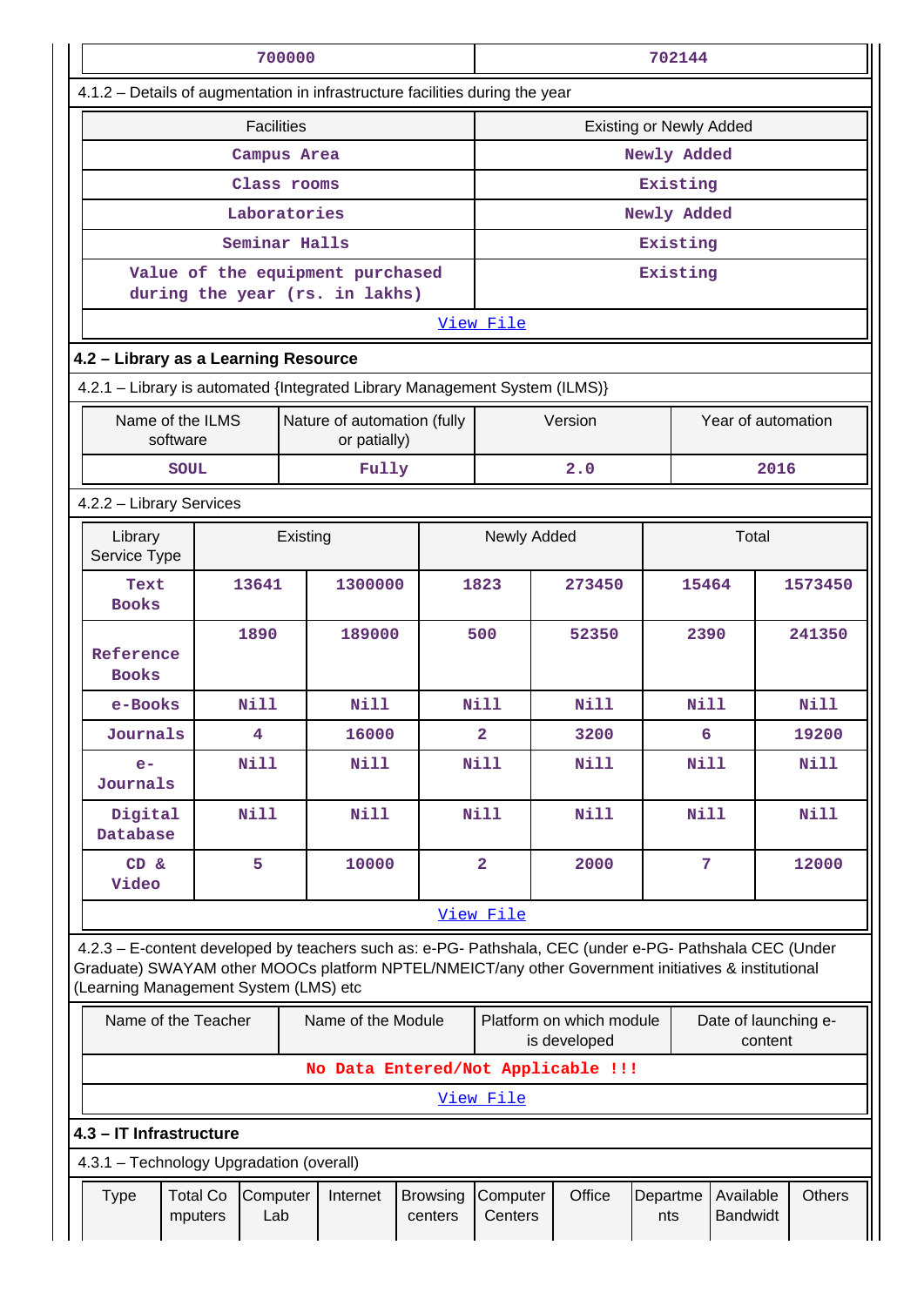| 700000 | 702144 |
|---|---|

4.1.2 – Details of augmentation in infrastructure facilities during the year

| Facilities | Existing or Newly Added |
|---|---|
| Campus Area | Newly Added |
| Class rooms | Existing |
| Laboratories | Newly Added |
| Seminar Halls | Existing |
| Value of the equipment purchased during the year (rs. in lakhs) | Existing |

View File

## 4.2 – Library as a Learning Resource

4.2.1 – Library is automated {Integrated Library Management System (ILMS)}

| Name of the ILMS software | Nature of automation (fully or patially) | Version | Year of automation |
|---|---|---|---|
| SOUL | Fully | 2.0 | 2016 |

4.2.2 – Library Services

| Library Service Type | Existing | | Newly Added | | Total | |
|---|---|---|---|---|---|---|
| Text Books | 13641 | 1300000 | 1823 | 273450 | 15464 | 1573450 |
| Reference Books | 1890 | 189000 | 500 | 52350 | 2390 | 241350 |
| e-Books | Nill | Nill | Nill | Nill | Nill | Nill |
| Journals | 4 | 16000 | 2 | 3200 | 6 | 19200 |
| e-Journals | Nill | Nill | Nill | Nill | Nill | Nill |
| Digital Database | Nill | Nill | Nill | Nill | Nill | Nill |
| CD & Video | 5 | 10000 | 2 | 2000 | 7 | 12000 |

View File

4.2.3 – E-content developed by teachers such as: e-PG- Pathshala, CEC (under e-PG- Pathshala CEC (Under Graduate) SWAYAM other MOOCs platform NPTEL/NMEICT/any other Government initiatives & institutional (Learning Management System (LMS) etc

| Name of the Teacher | Name of the Module | Platform on which module is developed | Date of launching e-content |
|---|---|---|---|
| No Data Entered/Not Applicable !!! | | | |

View File

## 4.3 – IT Infrastructure

4.3.1 – Technology Upgradation (overall)

| Type | Total Computers | Computer Lab | Internet | Browsing centers | Computer Centers | Office | Departments | Available Bandwidt | Others |
|---|---|---|---|---|---|---|---|---|---|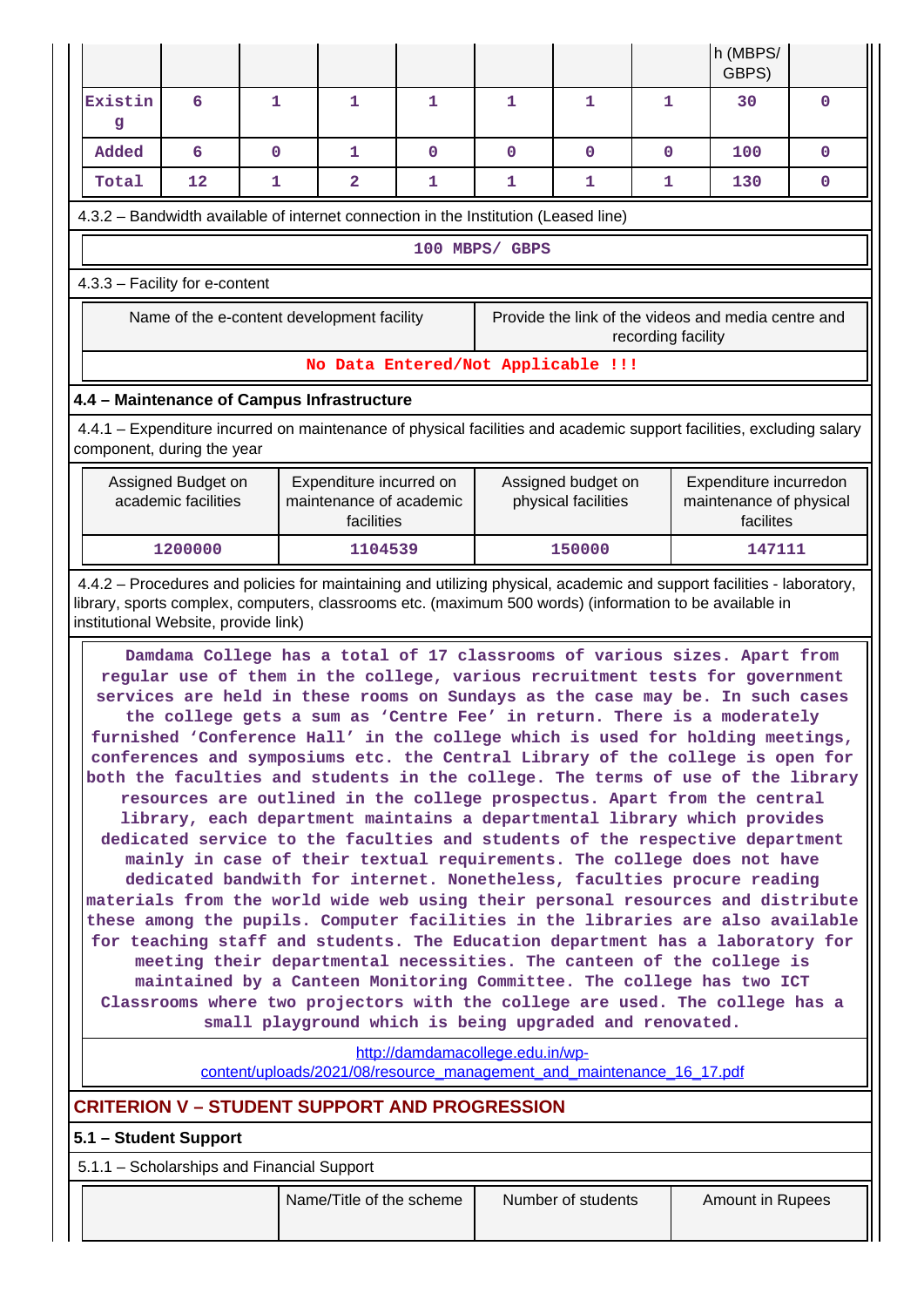|  |  |  |  |  |  |  |  | h (MBPS/ GBPS) |  |
|---|---|---|---|---|---|---|---|---|---|
| Existing | 6 | 1 | 1 | 1 | 1 | 1 | 1 | 30 | 0 |
| Added | 6 | 0 | 1 | 0 | 0 | 0 | 0 | 100 | 0 |
| Total | 12 | 1 | 2 | 1 | 1 | 1 | 1 | 130 | 0 |

4.3.2 – Bandwidth available of internet connection in the Institution (Leased line)

100 MBPS/ GBPS

4.3.3 – Facility for e-content

| Name of the e-content development facility | Provide the link of the videos and media centre and recording facility |
|---|---|
| No Data Entered/Not Applicable !!! | |

### 4.4 – Maintenance of Campus Infrastructure

4.4.1 – Expenditure incurred on maintenance of physical facilities and academic support facilities, excluding salary component, during the year

| Assigned Budget on academic facilities | Expenditure incurred on maintenance of academic facilities | Assigned budget on physical facilities | Expenditure incurredon maintenance of physical facilites |
|---|---|---|---|
| 1200000 | 1104539 | 150000 | 147111 |

4.4.2 – Procedures and policies for maintaining and utilizing physical, academic and support facilities - laboratory, library, sports complex, computers, classrooms etc. (maximum 500 words) (information to be available in institutional Website, provide link)

Damdama College has a total of 17 classrooms of various sizes. Apart from regular use of them in the college, various recruitment tests for government services are held in these rooms on Sundays as the case may be. In such cases the college gets a sum as 'Centre Fee' in return. There is a moderately furnished 'Conference Hall' in the college which is used for holding meetings, conferences and symposiums etc. the Central Library of the college is open for both the faculties and students in the college. The terms of use of the library resources are outlined in the college prospectus. Apart from the central library, each department maintains a departmental library which provides dedicated service to the faculties and students of the respective department mainly in case of their textual requirements. The college does not have dedicated bandwith for internet. Nonetheless, faculties procure reading materials from the world wide web using their personal resources and distribute these among the pupils. Computer facilities in the libraries are also available for teaching staff and students. The Education department has a laboratory for meeting their departmental necessities. The canteen of the college is maintained by a Canteen Monitoring Committee. The college has two ICT Classrooms where two projectors with the college are used. The college has a small playground which is being upgraded and renovated.

http://damdamacollege.edu.in/wp-content/uploads/2021/08/resource_management_and_maintenance_16_17.pdf

## CRITERION V – STUDENT SUPPORT AND PROGRESSION

### 5.1 – Student Support

5.1.1 – Scholarships and Financial Support

|  | Name/Title of the scheme | Number of students | Amount in Rupees |
|---|---|---|---|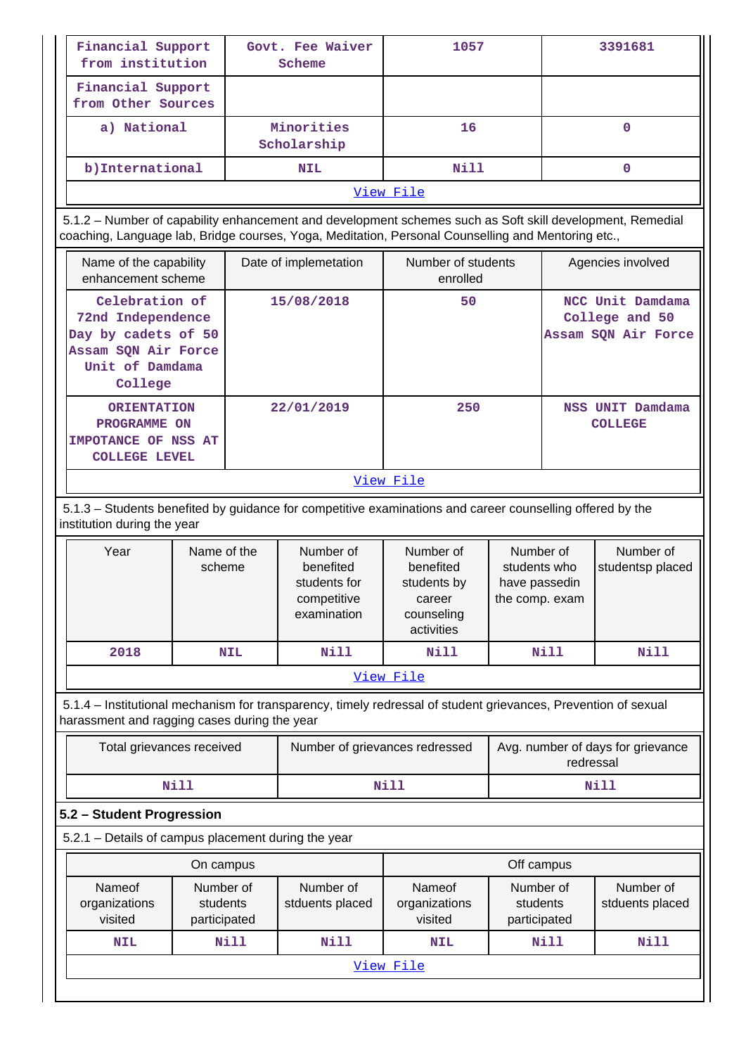| Financial Support from institution | Govt. Fee Waiver Scheme | 1057 | 3391681 |
|---|---|---|---|
| Financial Support from Other Sources | | | |
| a) National | Minorities Scholarship | 16 | 0 |
| b)International | NIL | Nill | 0 |

View File

5.1.2 – Number of capability enhancement and development schemes such as Soft skill development, Remedial coaching, Language lab, Bridge courses, Yoga, Meditation, Personal Counselling and Mentoring etc.,

| Name of the capability enhancement scheme | Date of implemetation | Number of students enrolled | Agencies involved |
|---|---|---|---|
| Celebration of 72nd Independence Day by cadets of 50 Assam SQN Air Force Unit of Damdama College | 15/08/2018 | 50 | NCC Unit Damdama College and 50 Assam SQN Air Force |
| ORIENTATION PROGRAMME ON IMPOTANCE OF NSS AT COLLEGE LEVEL | 22/01/2019 | 250 | NSS UNIT Damdama COLLEGE |

View File

5.1.3 – Students benefited by guidance for competitive examinations and career counselling offered by the institution during the year

| Year | Name of the scheme | Number of benefited students for competitive examination | Number of benefited students by career counseling activities | Number of students who have passedin the comp. exam | Number of studentsp placed |
|---|---|---|---|---|---|
| 2018 | NIL | Nill | Nill | Nill | Nill |

View File

5.1.4 – Institutional mechanism for transparency, timely redressal of student grievances, Prevention of sexual harassment and ragging cases during the year

| Total grievances received | Number of grievances redressed | Avg. number of days for grievance redressal |
|---|---|---|
| Nill | Nill | Nill |

**5.2 – Student Progression**

5.2.1 – Details of campus placement during the year

| On campus | | | Off campus | | |
|---|---|---|---|---|---|
| Nameof organizations visited | Number of students participated | Number of stduents placed | Nameof organizations visited | Number of students participated | Number of stduents placed |
| NIL | Nill | Nill | NIL | Nill | Nill |

View File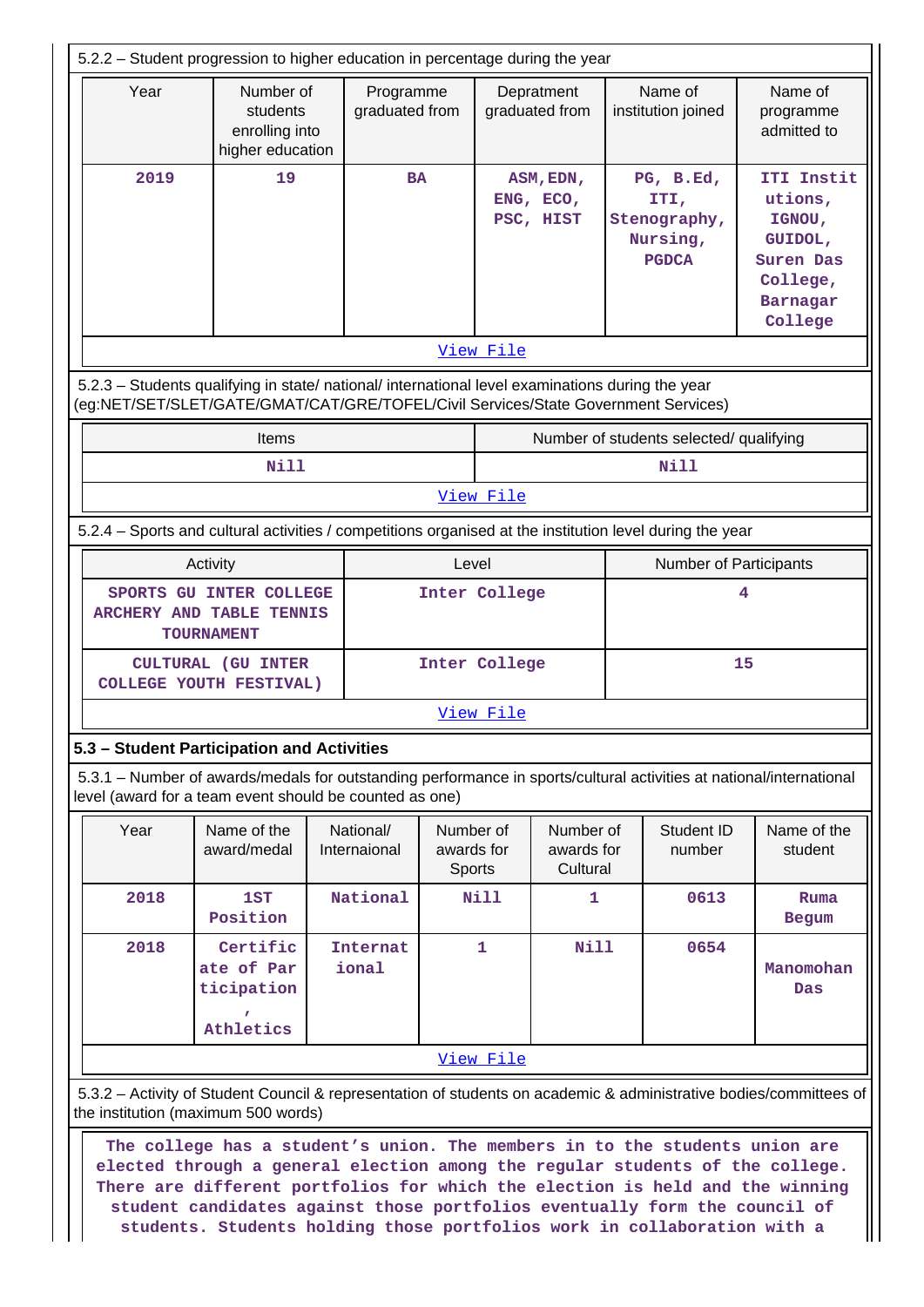5.2.2 – Student progression to higher education in percentage during the year

| Year | Number of students enrolling into higher education | Programme graduated from | Depratment graduated from | Name of institution joined | Name of programme admitted to |
|---|---|---|---|---|---|
| 2019 | 19 | BA | ASM,EDN, ENG, ECO, PSC, HIST | PG, B.Ed, ITI, Stenography, Nursing, PGDCA | ITI Institutions, IGNOU, GUIDOL, Suren Das College, Barnagar College |

View File

5.2.3 – Students qualifying in state/ national/ international level examinations during the year (eg:NET/SET/SLET/GATE/GMAT/CAT/GRE/TOFEL/Civil Services/State Government Services)

| Items | Number of students selected/ qualifying |
|---|---|
| Nill | Nill |

View File

5.2.4 – Sports and cultural activities / competitions organised at the institution level during the year

| Activity | Level | Number of Participants |
|---|---|---|
| SPORTS GU INTER COLLEGE ARCHERY AND TABLE TENNIS TOURNAMENT | Inter College | 4 |
| CULTURAL (GU INTER COLLEGE YOUTH FESTIVAL) | Inter College | 15 |

View File

**5.3 – Student Participation and Activities**

5.3.1 – Number of awards/medals for outstanding performance in sports/cultural activities at national/international level (award for a team event should be counted as one)

| Year | Name of the award/medal | National/ Internaional | Number of awards for Sports | Number of awards for Cultural | Student ID number | Name of the student |
|---|---|---|---|---|---|---|
| 2018 | 1ST Position | National | Nill | 1 | 0613 | Ruma Begum |
| 2018 | Certificate of Participation , Athletics | International | 1 | Nill | 0654 | Manomohan Das |

View File

5.3.2 – Activity of Student Council & representation of students on academic & administrative bodies/committees of the institution (maximum 500 words)

The college has a student's union. The members in to the students union are elected through a general election among the regular students of the college. There are different portfolios for which the election is held and the winning student candidates against those portfolios eventually form the council of students. Students holding those portfolios work in collaboration with a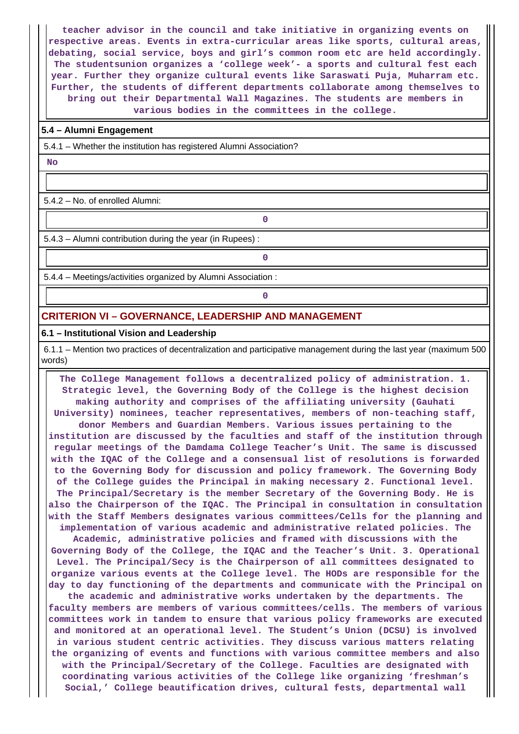teacher advisor in the council and take initiative in organizing events on respective areas. Events in extra-curricular areas like sports, cultural areas, debating, social service, boys and girl's common room etc are held accordingly. The studentsunion organizes a 'college week'- a sports and cultural fest each year. Further they organize cultural events like Saraswati Puja, Muharram etc. Further, the students of different departments collaborate among themselves to bring out their Departmental Wall Magazines. The students are members in various bodies in the committees in the college.

**5.4 – Alumni Engagement**

5.4.1 – Whether the institution has registered Alumni Association?

**No**

5.4.2 – No. of enrolled Alumni:

**0**

5.4.3 – Alumni contribution during the year (in Rupees) :

**0**

5.4.4 – Meetings/activities organized by Alumni Association :

**0**

## CRITERION VI – GOVERNANCE, LEADERSHIP AND MANAGEMENT

**6.1 – Institutional Vision and Leadership**

6.1.1 – Mention two practices of decentralization and participative management during the last year (maximum 500 words)

The College Management follows a decentralized policy of administration. 1. Strategic level, the Governing Body of the College is the highest decision making authority and comprises of the affiliating university (Gauhati University) nominees, teacher representatives, members of non-teaching staff, donor Members and Guardian Members. Various issues pertaining to the institution are discussed by the faculties and staff of the institution through regular meetings of the Damdama College Teacher's Unit. The same is discussed with the IQAC of the College and a consensual list of resolutions is forwarded to the Governing Body for discussion and policy framework. The Governing Body of the College guides the Principal in making necessary 2. Functional level. The Principal/Secretary is the member Secretary of the Governing Body. He is also the Chairperson of the IQAC. The Principal in consultation in consultation with the Staff Members designates various committees/Cells for the planning and implementation of various academic and administrative related policies. The Academic, administrative policies and framed with discussions with the Governing Body of the College, the IQAC and the Teacher's Unit. 3. Operational Level. The Principal/Secy is the Chairperson of all committees designated to organize various events at the College level. The HODs are responsible for the day to day functioning of the departments and communicate with the Principal on the academic and administrative works undertaken by the departments. The faculty members are members of various committees/cells. The members of various committees work in tandem to ensure that various policy frameworks are executed and monitored at an operational level. The Student's Union (DCSU) is involved in various student centric activities. They discuss various matters relating the organizing of events and functions with various committee members and also with the Principal/Secretary of the College. Faculties are designated with coordinating various activities of the College like organizing 'freshman's Social,' College beautification drives, cultural fests, departmental wall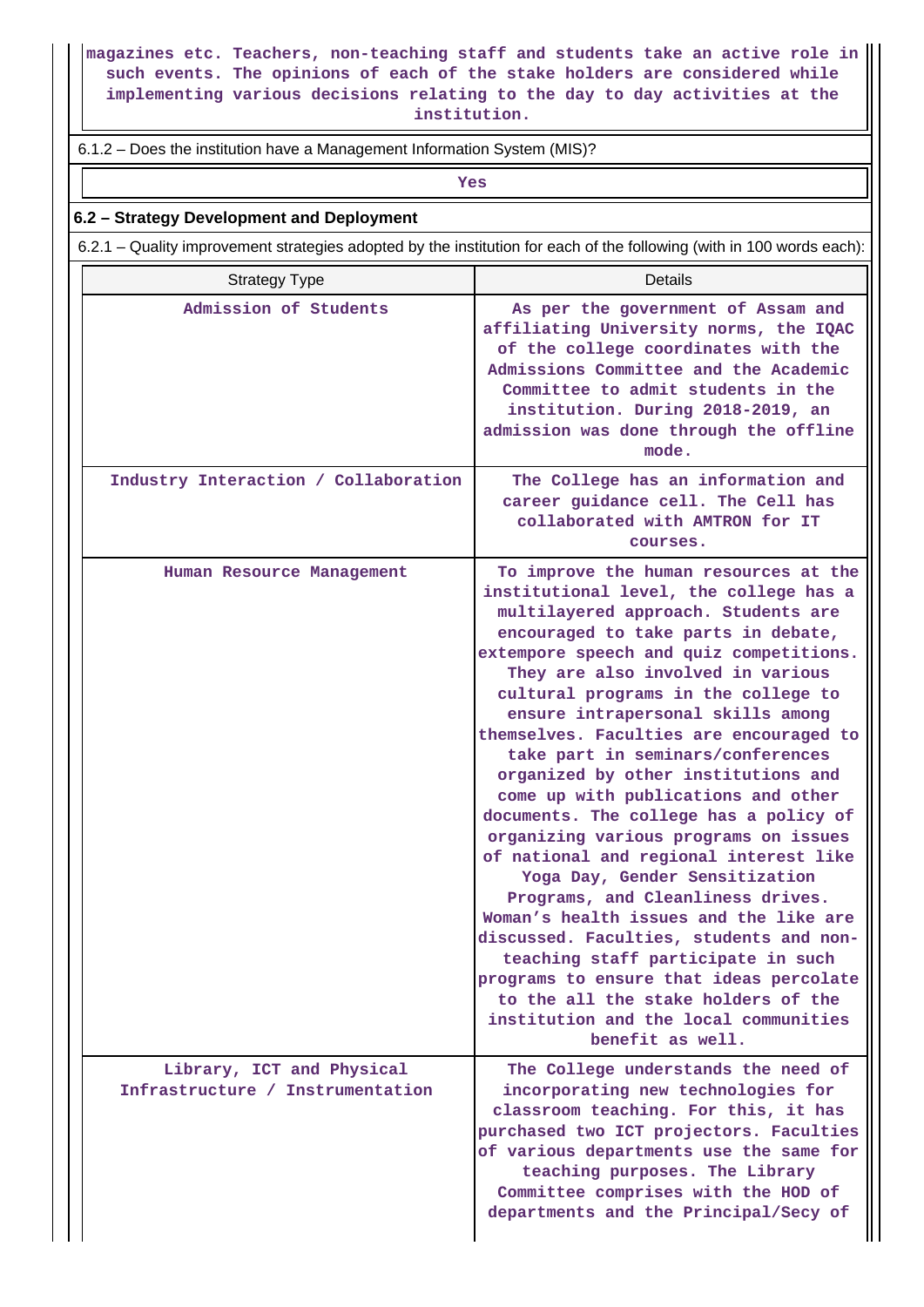magazines etc. Teachers, non-teaching staff and students take an active role in such events. The opinions of each of the stake holders are considered while implementing various decisions relating to the day to day activities at the institution.

6.1.2 – Does the institution have a Management Information System (MIS)?

Yes

## 6.2 – Strategy Development and Deployment

6.2.1 – Quality improvement strategies adopted by the institution for each of the following (with in 100 words each):

| Strategy Type | Details |
|---|---|
| Admission of Students | As per the government of Assam and affiliating University norms, the IQAC of the college coordinates with the Admissions Committee and the Academic Committee to admit students in the institution. During 2018-2019, an admission was done through the offline mode. |
| Industry Interaction / Collaboration | The College has an information and career guidance cell. The Cell has collaborated with AMTRON for IT courses. |
| Human Resource Management | To improve the human resources at the institutional level, the college has a multilayered approach. Students are encouraged to take parts in debate, extempore speech and quiz competitions. They are also involved in various cultural programs in the college to ensure intrapersonal skills among themselves. Faculties are encouraged to take part in seminars/conferences organized by other institutions and come up with publications and other documents. The college has a policy of organizing various programs on issues of national and regional interest like Yoga Day, Gender Sensitization Programs, and Cleanliness drives. Woman's health issues and the like are discussed. Faculties, students and non-teaching staff participate in such programs to ensure that ideas percolate to the all the stake holders of the institution and the local communities benefit as well. |
| Library, ICT and Physical Infrastructure / Instrumentation | The College understands the need of incorporating new technologies for classroom teaching. For this, it has purchased two ICT projectors. Faculties of various departments use the same for teaching purposes. The Library Committee comprises with the HOD of departments and the Principal/Secy of |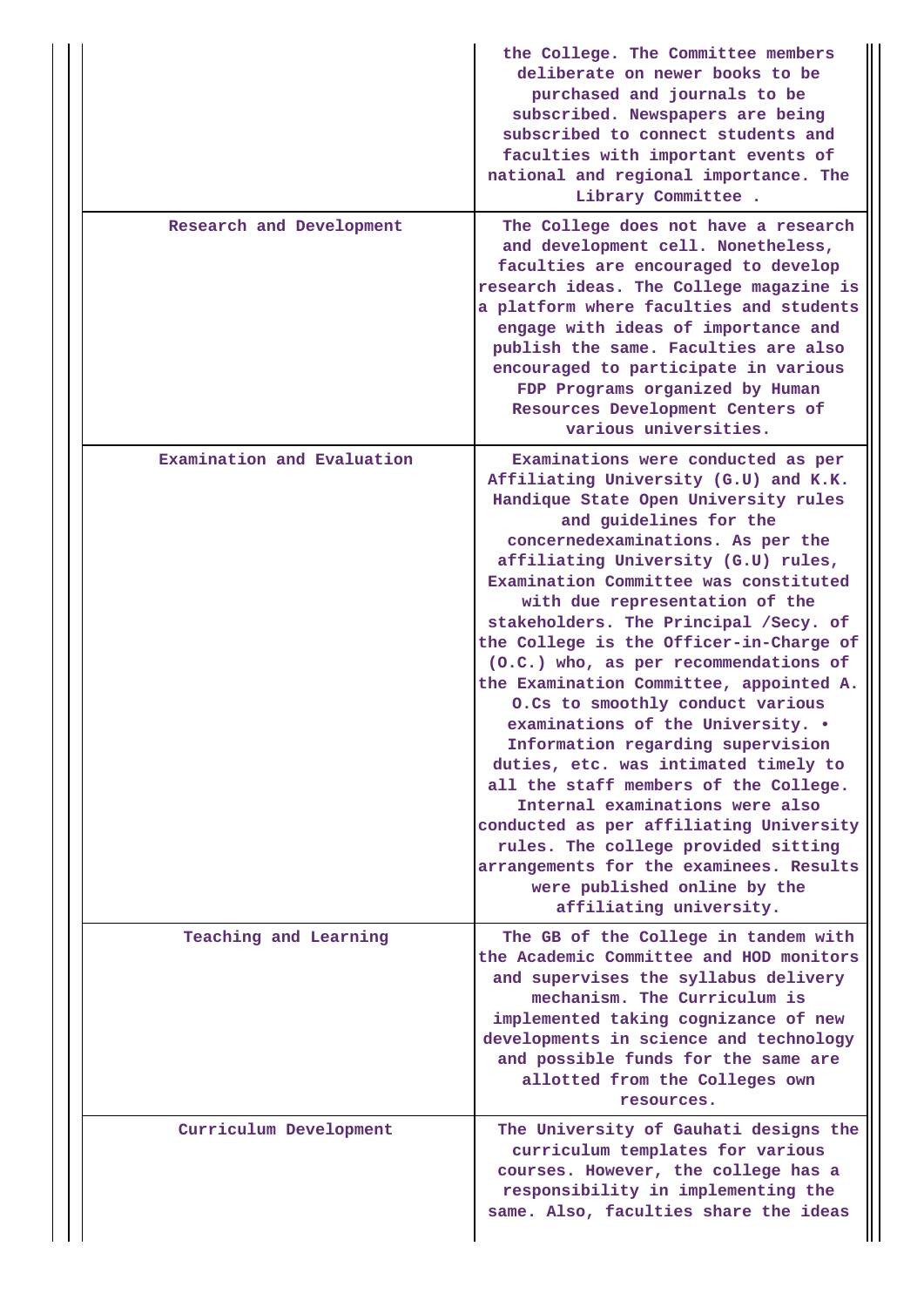| | |
|---|---|
| | the College. The Committee members deliberate on newer books to be purchased and journals to be subscribed. Newspapers are being subscribed to connect students and faculties with important events of national and regional importance. The Library Committee . |
| Research and Development | The College does not have a research and development cell. Nonetheless, faculties are encouraged to develop research ideas. The College magazine is a platform where faculties and students engage with ideas of importance and publish the same. Faculties are also encouraged to participate in various FDP Programs organized by Human Resources Development Centers of various universities. |
| Examination and Evaluation | Examinations were conducted as per Affiliating University (G.U) and K.K. Handique State Open University rules and guidelines for the concernedexaminations. As per the affiliating University (G.U) rules, Examination Committee was constituted with due representation of the stakeholders. The Principal /Secy. of the College is the Officer-in-Charge of (O.C.) who, as per recommendations of the Examination Committee, appointed A. O.Cs to smoothly conduct various examinations of the University. • Information regarding supervision duties, etc. was intimated timely to all the staff members of the College. Internal examinations were also conducted as per affiliating University rules. The college provided sitting arrangements for the examinees. Results were published online by the affiliating university. |
| Teaching and Learning | The GB of the College in tandem with the Academic Committee and HOD monitors and supervises the syllabus delivery mechanism. The Curriculum is implemented taking cognizance of new developments in science and technology and possible funds for the same are allotted from the Colleges own resources. |
| Curriculum Development | The University of Gauhati designs the curriculum templates for various courses. However, the college has a responsibility in implementing the same. Also, faculties share the ideas |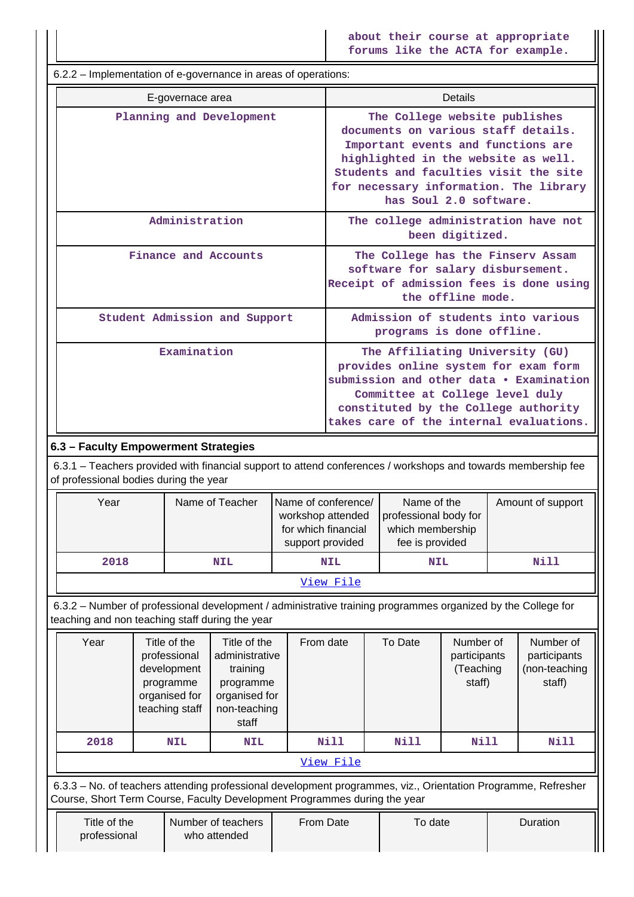| | about their course at appropriate forums like the ACTA for example. |
|---|---|

6.2.2 – Implementation of e-governance in areas of operations:

| E-governace area | Details |
|---|---|
| Planning and Development | The College website publishes documents on various staff details. Important events and functions are highlighted in the website as well. Students and faculties visit the site for necessary information. The library has Soul 2.0 software. |
| Administration | The college administration have not been digitized. |
| Finance and Accounts | The College has the Finserv Assam software for salary disbursement. Receipt of admission fees is done using the offline mode. |
| Student Admission and Support | Admission of students into various programs is done offline. |
| Examination | The Affiliating University (GU) provides online system for exam form submission and other data • Examination Committee at College level duly constituted by the College authority takes care of the internal evaluations. |

### 6.3 – Faculty Empowerment Strategies

6.3.1 – Teachers provided with financial support to attend conferences / workshops and towards membership fee of professional bodies during the year

| Year | Name of Teacher | Name of conference/ workshop attended for which financial support provided | Name of the professional body for which membership fee is provided | Amount of support |
|---|---|---|---|---|
| 2018 | NIL | NIL | NIL | Nill |
| View File | | | | |

6.3.2 – Number of professional development / administrative training programmes organized by the College for teaching and non teaching staff during the year

| Year | Title of the professional development programme organised for teaching staff | Title of the administrative training programme organised for non-teaching staff | From date | To Date | Number of participants (Teaching staff) | Number of participants (non-teaching staff) |
|---|---|---|---|---|---|---|
| 2018 | NIL | NIL | Nill | Nill | Nill | Nill |
| View File | | | | | | |

6.3.3 – No. of teachers attending professional development programmes, viz., Orientation Programme, Refresher Course, Short Term Course, Faculty Development Programmes during the year

| Title of the professional | Number of teachers who attended | From Date | To date | Duration |
|---|---|---|---|---|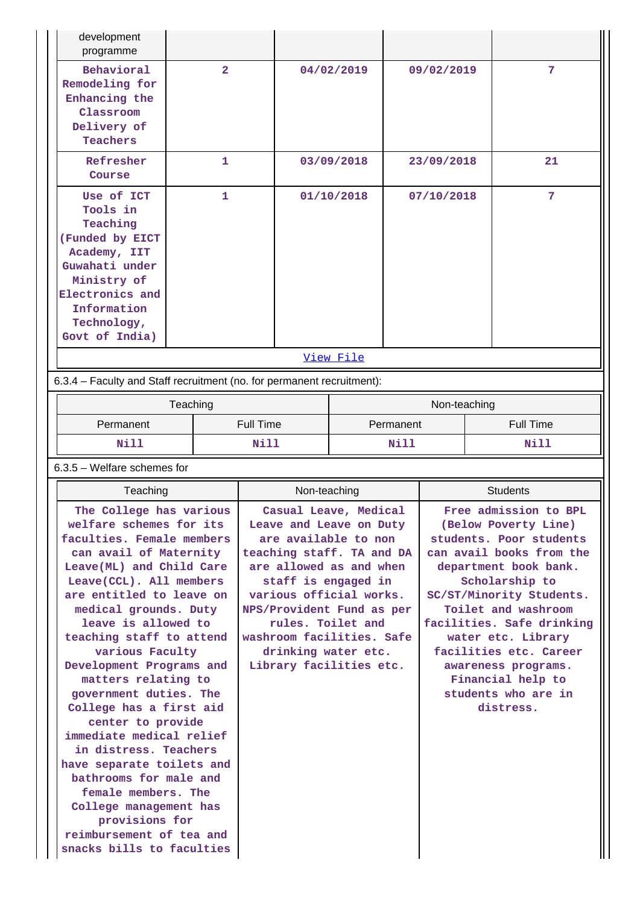| development programme | | | | |
|---|---|---|---|---|
| Behavioral Remodeling for Enhancing the Classroom Delivery of Teachers | 2 | 04/02/2019 | 09/02/2019 | 7 |
| Refresher Course | 1 | 03/09/2018 | 23/09/2018 | 21 |
| Use of ICT Tools in Teaching (Funded by EICT Academy, IIT Guwahati under Ministry of Electronics and Information Technology, Govt of India) | 1 | 01/10/2018 | 07/10/2018 | 7 |

[View File]

6.3.4 – Faculty and Staff recruitment (no. for permanent recruitment):

| Teaching | | Non-teaching | |
|---|---|---|---|
| Permanent | Full Time | Permanent | Full Time |
| Nill | Nill | Nill | Nill |

6.3.5 – Welfare schemes for

| Teaching | Non-teaching | Students |
|---|---|---|
| The College has various welfare schemes for its faculties. Female members can avail of Maternity Leave(ML) and Child Care Leave(CCL). All members are entitled to leave on medical grounds. Duty leave is allowed to teaching staff to attend various Faculty Development Programs and matters relating to government duties. The College has a first aid center to provide immediate medical relief in distress. Teachers have separate toilets and bathrooms for male and female members. The College management has provisions for reimbursement of tea and snacks bills to faculties | Casual Leave, Medical Leave and Leave on Duty are available to non teaching staff. TA and DA are allowed as and when staff is engaged in various official works. NPS/Provident Fund as per rules. Toilet and washroom facilities. Safe drinking water etc. Library facilities etc. | Free admission to BPL (Below Poverty Line) students. Poor students can avail books from the department book bank. Scholarship to SC/ST/Minority Students. Toilet and washroom facilities. Safe drinking water etc. Library facilities etc. Career awareness programs. Financial help to students who are in distress. |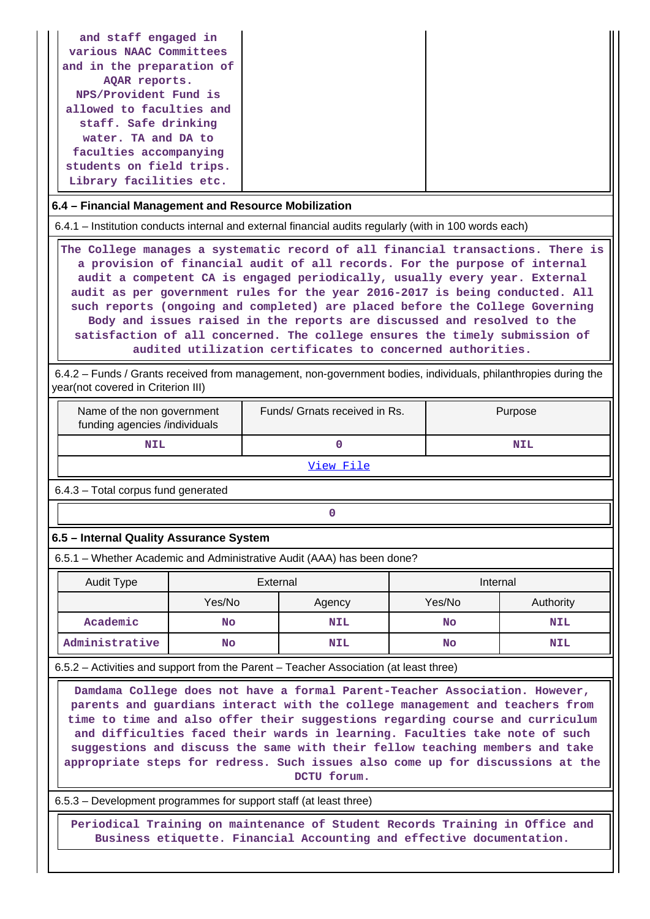| and staff engaged in various NAAC Committees and in the preparation of AQAR reports. NPS/Provident Fund is allowed to faculties and staff. Safe drinking water. TA and DA to faculties accompanying students on field trips. Library facilities etc. | | |
|---|---|---|

**6.4 – Financial Management and Resource Mobilization**

6.4.1 – Institution conducts internal and external financial audits regularly (with in 100 words each)

The College manages a systematic record of all financial transactions. There is a provision of financial audit of all records. For the purpose of internal audit a competent CA is engaged periodically, usually every year. External audit as per government rules for the year 2016-2017 is being conducted. All such reports (ongoing and completed) are placed before the College Governing Body and issues raised in the reports are discussed and resolved to the satisfaction of all concerned. The college ensures the timely submission of audited utilization certificates to concerned authorities.

6.4.2 – Funds / Grants received from management, non-government bodies, individuals, philanthropies during the year(not covered in Criterion III)

| Name of the non government funding agencies /individuals | Funds/ Grnats received in Rs. | Purpose |
|---|---|---|
| NIL | 0 | NIL |

View File

6.4.3 – Total corpus fund generated

0

**6.5 – Internal Quality Assurance System**

6.5.1 – Whether Academic and Administrative Audit (AAA) has been done?

| Audit Type | External | | Internal | |
|---|---|---|---|---|
| | Yes/No | Agency | Yes/No | Authority |
| Academic | No | NIL | No | NIL |
| Administrative | No | NIL | No | NIL |

6.5.2 – Activities and support from the Parent – Teacher Association (at least three)

Damdama College does not have a formal Parent-Teacher Association. However, parents and guardians interact with the college management and teachers from time to time and also offer their suggestions regarding course and curriculum and difficulties faced their wards in learning. Faculties take note of such suggestions and discuss the same with their fellow teaching members and take appropriate steps for redress. Such issues also come up for discussions at the DCTU forum.

6.5.3 – Development programmes for support staff (at least three)

Periodical Training on maintenance of Student Records Training in Office and Business etiquette. Financial Accounting and effective documentation.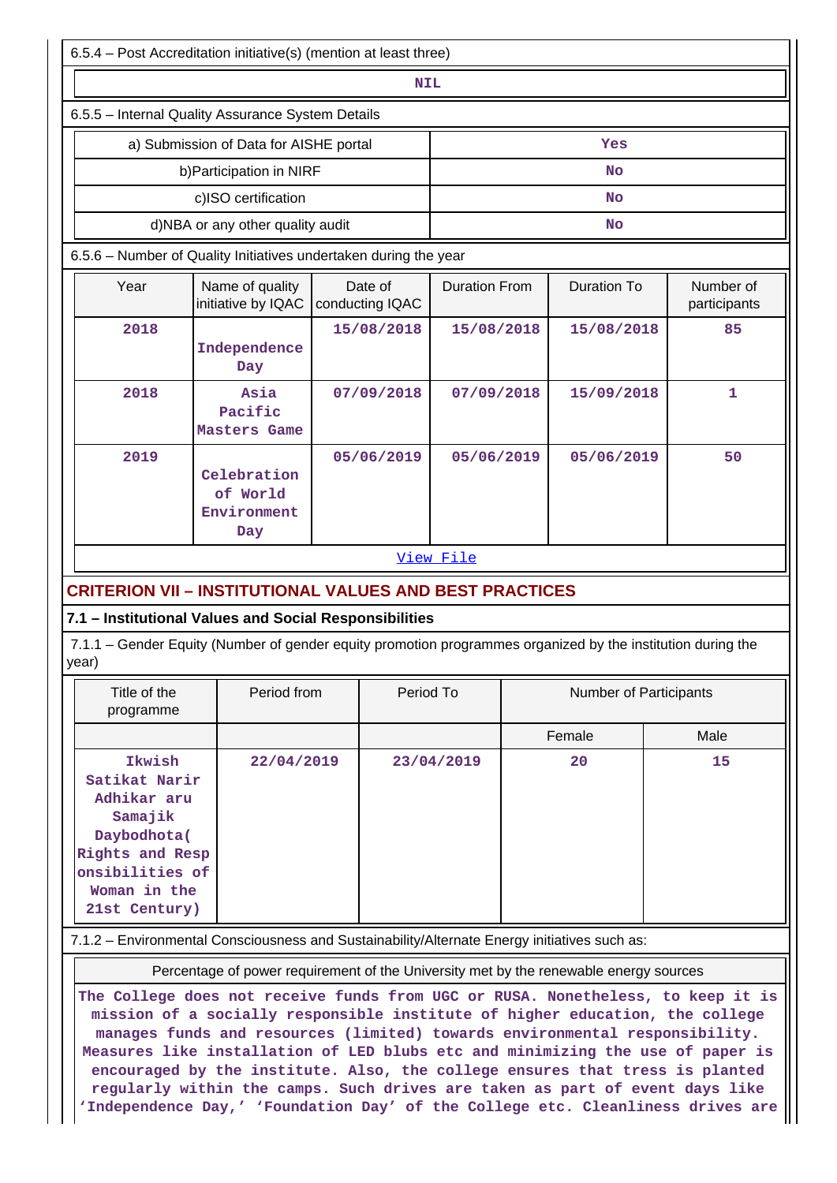6.5.4 – Post Accreditation initiative(s) (mention at least three)

| NIL |
|---|

6.5.5 – Internal Quality Assurance System Details

| | |
|---|---|
| a) Submission of Data for AISHE portal | Yes |
| b)Participation in NIRF | No |
| c)ISO certification | No |
| d)NBA or any other quality audit | No |

6.5.6 – Number of Quality Initiatives undertaken during the year

| Year | Name of quality initiative by IQAC | Date of conducting IQAC | Duration From | Duration To | Number of participants |
|---|---|---|---|---|---|
| 2018 | Independence Day | 15/08/2018 | 15/08/2018 | 15/08/2018 | 85 |
| 2018 | Asia Pacific Masters Game | 07/09/2018 | 07/09/2018 | 15/09/2018 | 1 |
| 2019 | Celebration of World Environment Day | 05/06/2019 | 05/06/2019 | 05/06/2019 | 50 |

View File

## CRITERION VII – INSTITUTIONAL VALUES AND BEST PRACTICES

### 7.1 – Institutional Values and Social Responsibilities

7.1.1 – Gender Equity (Number of gender equity promotion programmes organized by the institution during the year)

| Title of the programme | Period from | Period To | Number of Participants | |
|---|---|---|---|---|
| | | | Female | Male |
| Ikwish Satikat Narir Adhikar aru Samajik Daybodhota( Rights and Responsibilities of Woman in the 21st Century) | 22/04/2019 | 23/04/2019 | 20 | 15 |

7.1.2 – Environmental Consciousness and Sustainability/Alternate Energy initiatives such as:

Percentage of power requirement of the University met by the renewable energy sources

The College does not receive funds from UGC or RUSA. Nonetheless, to keep it is mission of a socially responsible institute of higher education, the college manages funds and resources (limited) towards environmental responsibility. Measures like installation of LED blubs etc and minimizing the use of paper is encouraged by the institute. Also, the college ensures that tress is planted regularly within the camps. Such drives are taken as part of event days like 'Independence Day,' 'Foundation Day' of the College etc. Cleanliness drives are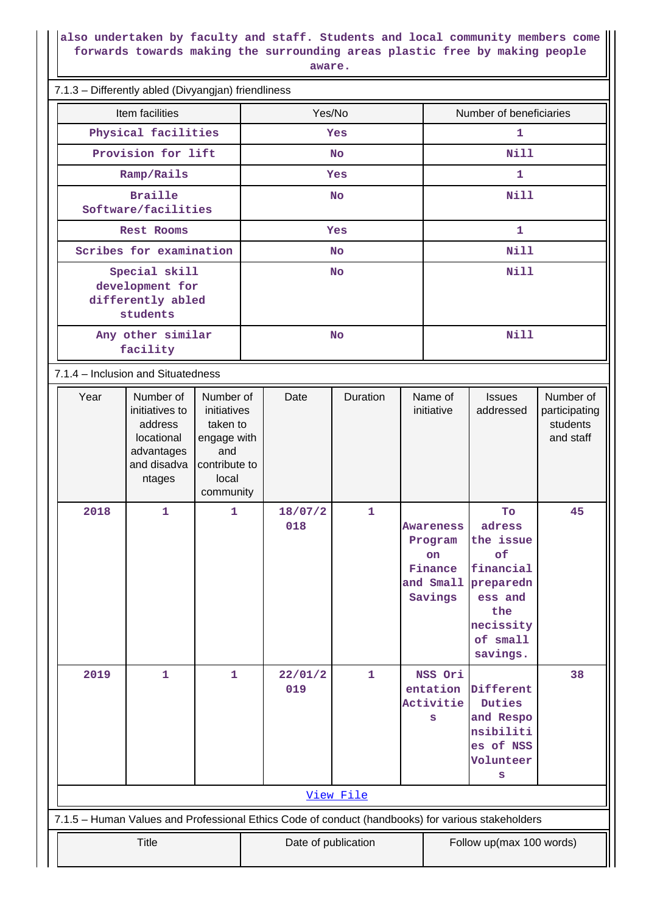also undertaken by faculty and staff. Students and local community members come forwards towards making the surrounding areas plastic free by making people aware.

7.1.3 – Differently abled (Divyangjan) friendliness

| Item facilities | Yes/No | Number of beneficiaries |
|---|---|---|
| Physical facilities | Yes | 1 |
| Provision for lift | No | Nill |
| Ramp/Rails | Yes | 1 |
| Braille Software/facilities | No | Nill |
| Rest Rooms | Yes | 1 |
| Scribes for examination | No | Nill |
| Special skill development for differently abled students | No | Nill |
| Any other similar facility | No | Nill |

7.1.4 – Inclusion and Situatedness

| Year | Number of initiatives to address locational advantages and disadvantages | Number of initiatives taken to engage with and contribute to local community | Date | Duration | Name of initiative | Issues addressed | Number of participating students and staff |
|---|---|---|---|---|---|---|---|
| 2018 | 1 | 1 | 18/07/2018 | 1 | Awareness Program on Finance and Small Savings | To adress the issue of financial preparedness and the necissity of small savings. | 45 |
| 2019 | 1 | 1 | 22/01/2019 | 1 | NSS Orientation Activities | Different Duties and Responsibilities of NSS Volunteers | 38 |

[View File]

7.1.5 – Human Values and Professional Ethics Code of conduct (handbooks) for various stakeholders

| Title | Date of publication | Follow up(max 100 words) |
|---|---|---|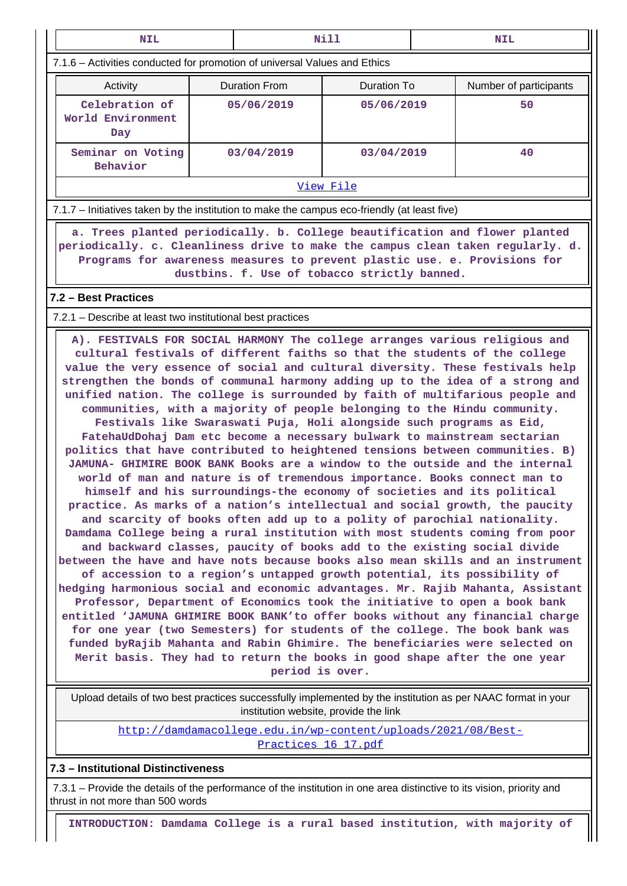| NIL | Nill | NIL |
|---|---|---|

7.1.6 – Activities conducted for promotion of universal Values and Ethics

| Activity | Duration From | Duration To | Number of participants |
|---|---|---|---|
| Celebration of World Environment Day | 05/06/2019 | 05/06/2019 | 50 |
| Seminar on Voting Behavior | 03/04/2019 | 03/04/2019 | 40 |

View File

7.1.7 – Initiatives taken by the institution to make the campus eco-friendly (at least five)

a. Trees planted periodically. b. College beautification and flower planted periodically. c. Cleanliness drive to make the campus clean taken regularly. d. Programs for awareness measures to prevent plastic use. e. Provisions for dustbins. f. Use of tobacco strictly banned.

**7.2 – Best Practices**

7.2.1 – Describe at least two institutional best practices

A). FESTIVALS FOR SOCIAL HARMONY The college arranges various religious and cultural festivals of different faiths so that the students of the college value the very essence of social and cultural diversity. These festivals help strengthen the bonds of communal harmony adding up to the idea of a strong and unified nation. The college is surrounded by faith of multifarious people and communities, with a majority of people belonging to the Hindu community. Festivals like Swaraswati Puja, Holi alongside such programs as Eid, FatehaUdDohaj Dam etc become a necessary bulwark to mainstream sectarian politics that have contributed to heightened tensions between communities. B) JAMUNA- GHIMIRE BOOK BANK Books are a window to the outside and the internal world of man and nature is of tremendous importance. Books connect man to himself and his surroundings-the economy of societies and its political practice. As marks of a nation's intellectual and social growth, the paucity and scarcity of books often add up to a polity of parochial nationality. Damdama College being a rural institution with most students coming from poor and backward classes, paucity of books add to the existing social divide between the have and have nots because books also mean skills and an instrument of accession to a region's untapped growth potential, its possibility of hedging harmonious social and economic advantages. Mr. Rajib Mahanta, Assistant Professor, Department of Economics took the initiative to open a book bank entitled 'JAMUNA GHIMIRE BOOK BANK'to offer books without any financial charge for one year (two Semesters) for students of the college. The book bank was funded byRajib Mahanta and Rabin Ghimire. The beneficiaries were selected on Merit basis. They had to return the books in good shape after the one year period is over.

Upload details of two best practices successfully implemented by the institution as per NAAC format in your institution website, provide the link

http://damdamacollege.edu.in/wp-content/uploads/2021/08/Best-Practices_16_17.pdf

**7.3 – Institutional Distinctiveness**

7.3.1 – Provide the details of the performance of the institution in one area distinctive to its vision, priority and thrust in not more than 500 words

INTRODUCTION: Damdama College is a rural based institution, with majority of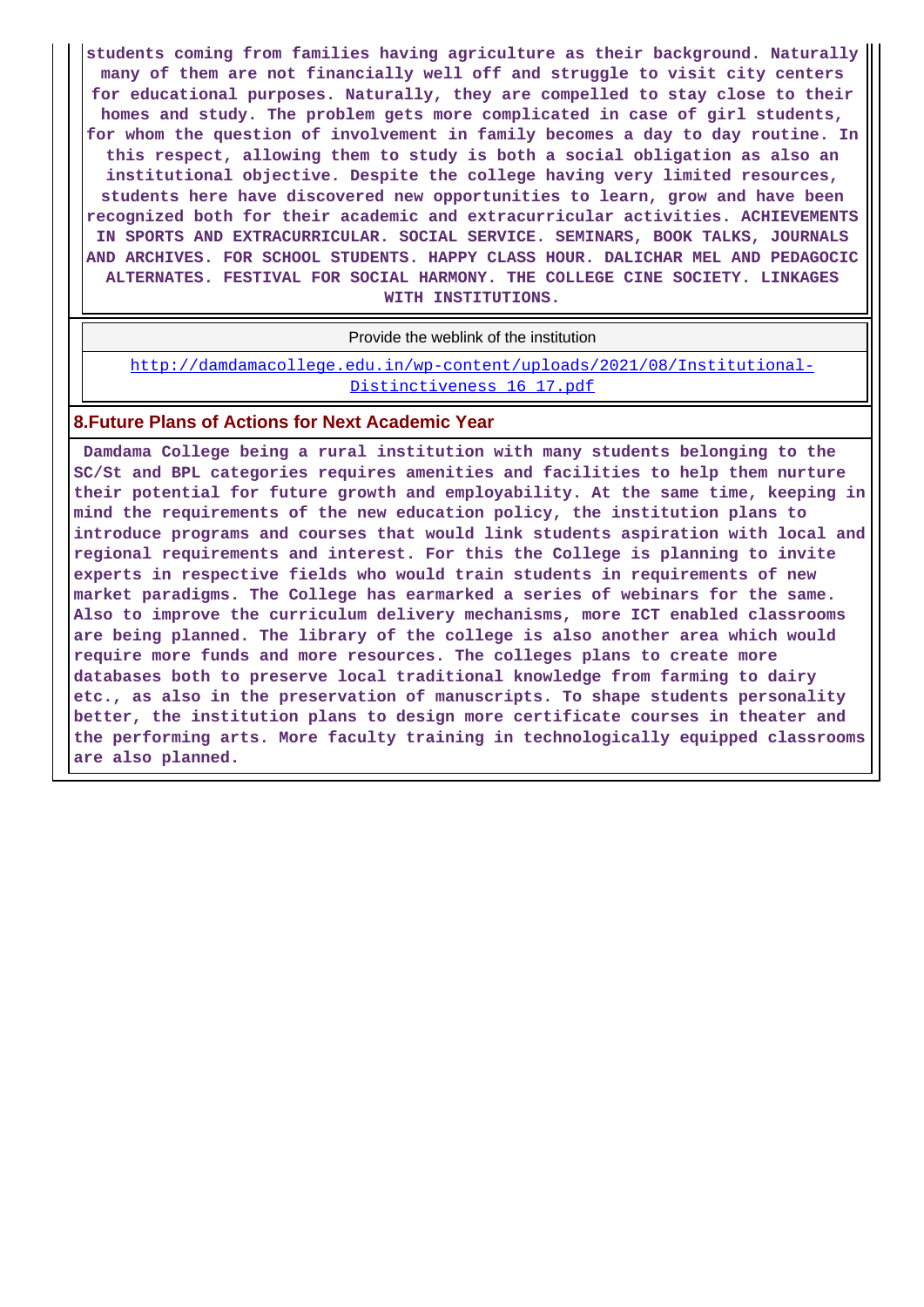students coming from families having agriculture as their background. Naturally many of them are not financially well off and struggle to visit city centers for educational purposes. Naturally, they are compelled to stay close to their homes and study. The problem gets more complicated in case of girl students, for whom the question of involvement in family becomes a day to day routine. In this respect, allowing them to study is both a social obligation as also an institutional objective. Despite the college having very limited resources, students here have discovered new opportunities to learn, grow and have been recognized both for their academic and extracurricular activities. ACHIEVEMENTS IN SPORTS AND EXTRACURRICULAR. SOCIAL SERVICE. SEMINARS, BOOK TALKS, JOURNALS AND ARCHIVES. FOR SCHOOL STUDENTS. HAPPY CLASS HOUR. DALICHAR MEL AND PEDAGOCIC ALTERNATES. FESTIVAL FOR SOCIAL HARMONY. THE COLLEGE CINE SOCIETY. LINKAGES WITH INSTITUTIONS.

| Provide the weblink of the institution |
| --- |
| http://damdamacollege.edu.in/wp-content/uploads/2021/08/Institutional-Distinctiveness_16_17.pdf |

## 8.Future Plans of Actions for Next Academic Year

Damdama College being a rural institution with many students belonging to the SC/St and BPL categories requires amenities and facilities to help them nurture their potential for future growth and employability. At the same time, keeping in mind the requirements of the new education policy, the institution plans to introduce programs and courses that would link students aspiration with local and regional requirements and interest. For this the College is planning to invite experts in respective fields who would train students in requirements of new market paradigms. The College has earmarked a series of webinars for the same. Also to improve the curriculum delivery mechanisms, more ICT enabled classrooms are being planned. The library of the college is also another area which would require more funds and more resources. The colleges plans to create more databases both to preserve local traditional knowledge from farming to dairy etc., as also in the preservation of manuscripts. To shape students personality better, the institution plans to design more certificate courses in theater and the performing arts. More faculty training in technologically equipped classrooms are also planned.